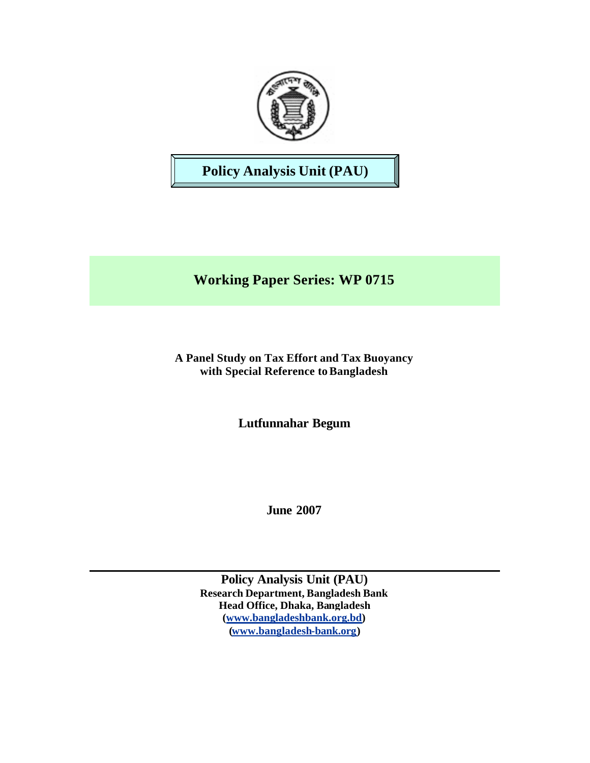**Policy Analysis Unit (PAU)**

# Working Paper Series: WP 0715

**A Panel Study on Tax Effort and Tax Buoyancy with Special Reference to Bangladesh**

**Lutfunnahar Begum**

**June 2007**

---

**Policy Analysis Unit (PAU)**
**Research Department, Bangladesh Bank**
**Head Office, Dhaka, Bangladesh**
**(www.bangladeshbank.org.bd)**
**(www.bangladesh-bank.org)**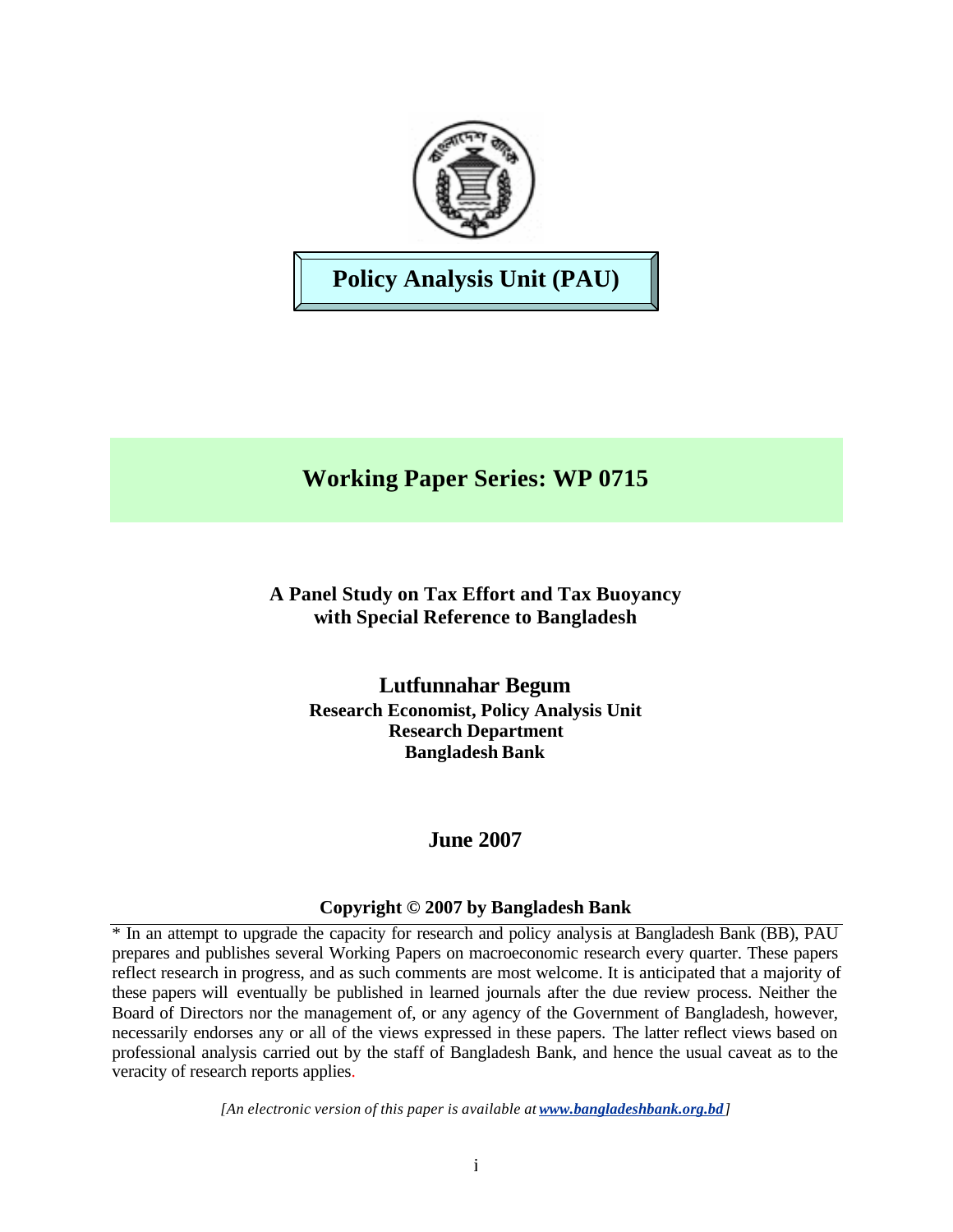# Policy Analysis Unit (PAU)

## Working Paper Series: WP 0715

### A Panel Study on Tax Effort and Tax Buoyancy with Special Reference to Bangladesh

**Lutfunnahar Begum**
**Research Economist, Policy Analysis Unit**
**Research Department**
**Bangladesh Bank**

**June 2007**

**Copyright © 2007 by Bangladesh Bank**

* In an attempt to upgrade the capacity for research and policy analysis at Bangladesh Bank (BB), PAU prepares and publishes several Working Papers on macroeconomic research every quarter. These papers reflect research in progress, and as such comments are most welcome. It is anticipated that a majority of these papers will eventually be published in learned journals after the due review process. Neither the Board of Directors nor the management of, or any agency of the Government of Bangladesh, however, necessarily endorses any or all of the views expressed in these papers. The latter reflect views based on professional analysis carried out by the staff of Bangladesh Bank, and hence the usual caveat as to the veracity of research reports applies.

*[An electronic version of this paper is available at www.bangladeshbank.org.bd]*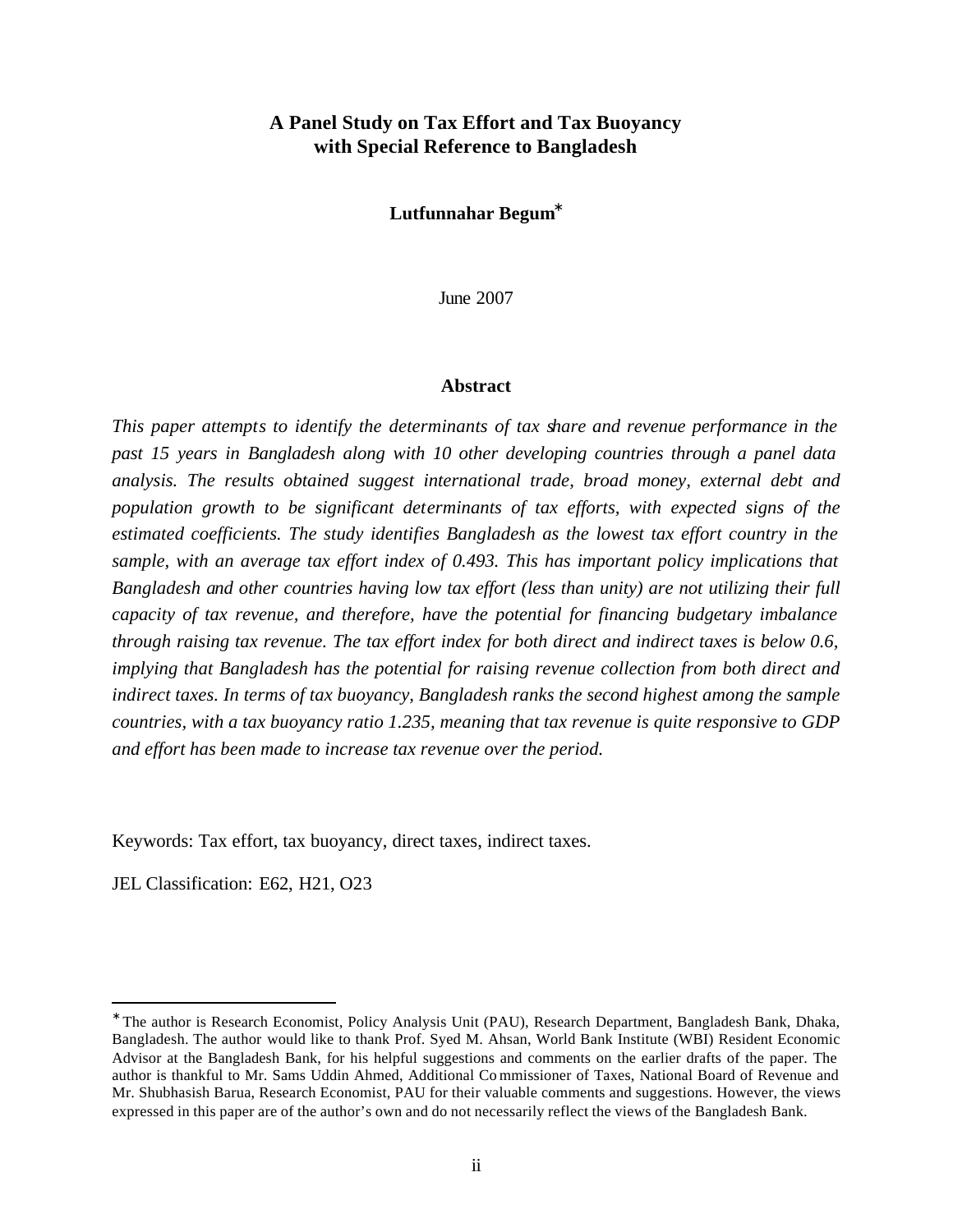# A Panel Study on Tax Effort and Tax Buoyancy with Special Reference to Bangladesh

**Lutfunnahar Begum**[*]

June 2007

## Abstract

*This paper attempts to identify the determinants of tax share and revenue performance in the past 15 years in Bangladesh along with 10 other developing countries through a panel data analysis. The results obtained suggest international trade, broad money, external debt and population growth to be significant determinants of tax efforts, with expected signs of the estimated coefficients. The study identifies Bangladesh as the lowest tax effort country in the sample, with an average tax effort index of 0.493. This has important policy implications that Bangladesh and other countries having low tax effort (less than unity) are not utilizing their full capacity of tax revenue, and therefore, have the potential for financing budgetary imbalance through raising tax revenue. The tax effort index for both direct and indirect taxes is below 0.6, implying that Bangladesh has the potential for raising revenue collection from both direct and indirect taxes. In terms of tax buoyancy, Bangladesh ranks the second highest among the sample countries, with a tax buoyancy ratio 1.235, meaning that tax revenue is quite responsive to GDP and effort has been made to increase tax revenue over the period.*

Keywords: Tax effort, tax buoyancy, direct taxes, indirect taxes.

JEL Classification: E62, H21, O23

---

[*] The author is Research Economist, Policy Analysis Unit (PAU), Research Department, Bangladesh Bank, Dhaka, Bangladesh. The author would like to thank Prof. Syed M. Ahsan, World Bank Institute (WBI) Resident Economic Advisor at the Bangladesh Bank, for his helpful suggestions and comments on the earlier drafts of the paper. The author is thankful to Mr. Sams Uddin Ahmed, Additional Commissioner of Taxes, National Board of Revenue and Mr. Shubhasish Barua, Research Economist, PAU for their valuable comments and suggestions. However, the views expressed in this paper are of the author's own and do not necessarily reflect the views of the Bangladesh Bank.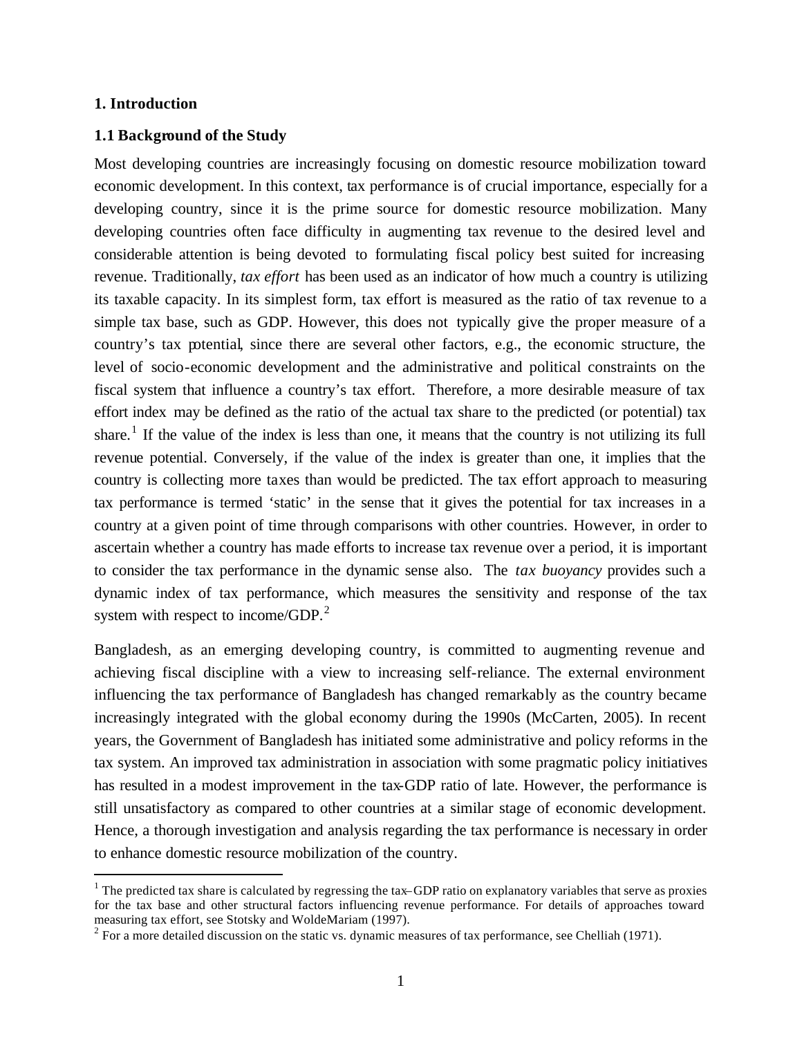# 1. Introduction

## 1.1 Background of the Study

Most developing countries are increasingly focusing on domestic resource mobilization toward economic development. In this context, tax performance is of crucial importance, especially for a developing country, since it is the prime source for domestic resource mobilization. Many developing countries often face difficulty in augmenting tax revenue to the desired level and considerable attention is being devoted to formulating fiscal policy best suited for increasing revenue. Traditionally, *tax effort* has been used as an indicator of how much a country is utilizing its taxable capacity. In its simplest form, tax effort is measured as the ratio of tax revenue to a simple tax base, such as GDP. However, this does not typically give the proper measure of a country's tax potential, since there are several other factors, e.g., the economic structure, the level of socio-economic development and the administrative and political constraints on the fiscal system that influence a country's tax effort. Therefore, a more desirable measure of tax effort index may be defined as the ratio of the actual tax share to the predicted (or potential) tax share.[1] If the value of the index is less than one, it means that the country is not utilizing its full revenue potential. Conversely, if the value of the index is greater than one, it implies that the country is collecting more taxes than would be predicted. The tax effort approach to measuring tax performance is termed 'static' in the sense that it gives the potential for tax increases in a country at a given point of time through comparisons with other countries. However, in order to ascertain whether a country has made efforts to increase tax revenue over a period, it is important to consider the tax performance in the dynamic sense also. The *tax buoyancy* provides such a dynamic index of tax performance, which measures the sensitivity and response of the tax system with respect to income/GDP.[2]

Bangladesh, as an emerging developing country, is committed to augmenting revenue and achieving fiscal discipline with a view to increasing self-reliance. The external environment influencing the tax performance of Bangladesh has changed remarkably as the country became increasingly integrated with the global economy during the 1990s (McCarten, 2005). In recent years, the Government of Bangladesh has initiated some administrative and policy reforms in the tax system. An improved tax administration in association with some pragmatic policy initiatives has resulted in a modest improvement in the tax-GDP ratio of late. However, the performance is still unsatisfactory as compared to other countries at a similar stage of economic development. Hence, a thorough investigation and analysis regarding the tax performance is necessary in order to enhance domestic resource mobilization of the country.

---

[1] The predicted tax share is calculated by regressing the tax–GDP ratio on explanatory variables that serve as proxies for the tax base and other structural factors influencing revenue performance. For details of approaches toward measuring tax effort, see Stotsky and WoldeMariam (1997).

[2] For a more detailed discussion on the static vs. dynamic measures of tax performance, see Chelliah (1971).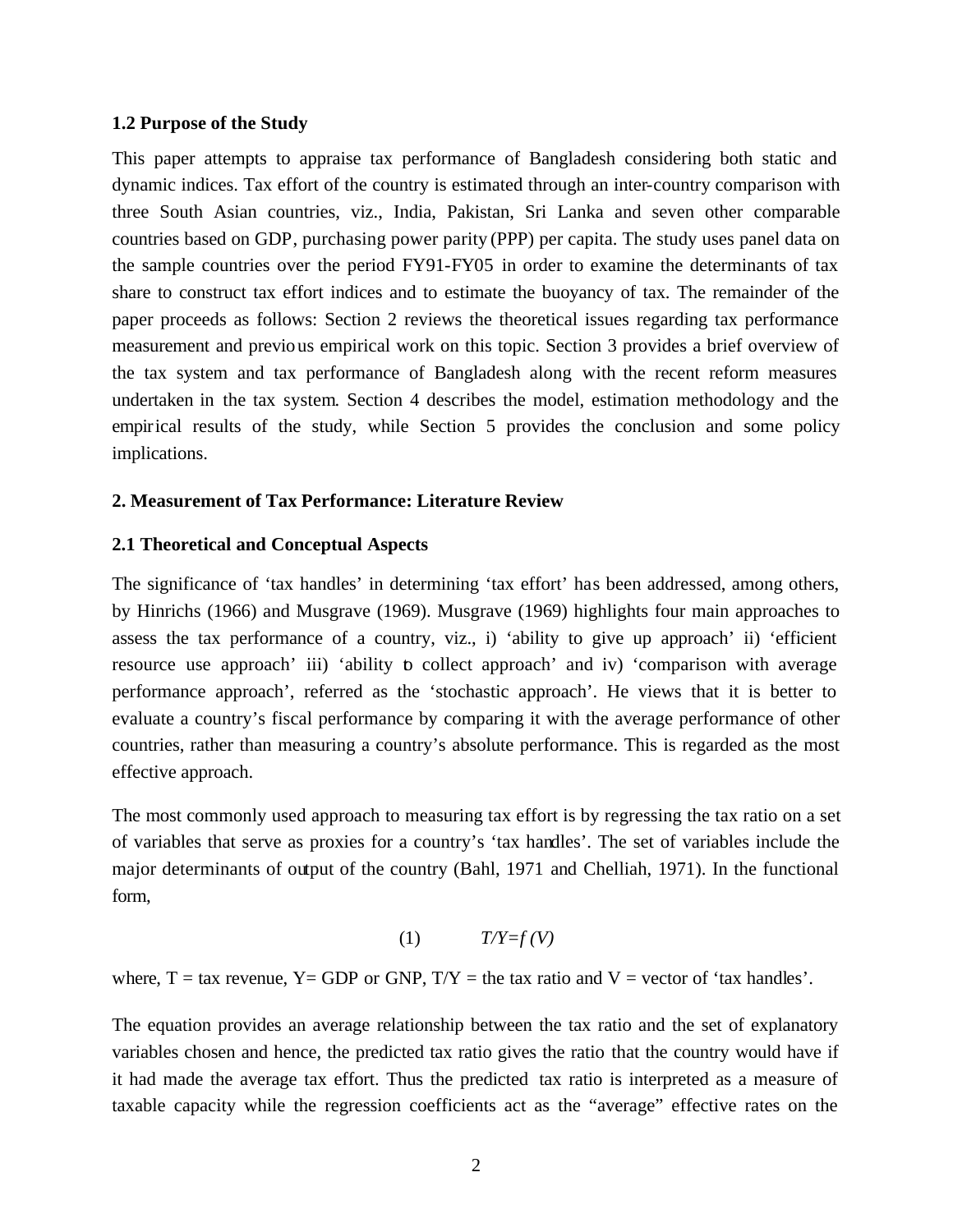### 1.2 Purpose of the Study

This paper attempts to appraise tax performance of Bangladesh considering both static and dynamic indices. Tax effort of the country is estimated through an inter-country comparison with three South Asian countries, viz., India, Pakistan, Sri Lanka and seven other comparable countries based on GDP, purchasing power parity (PPP) per capita. The study uses panel data on the sample countries over the period FY91-FY05 in order to examine the determinants of tax share to construct tax effort indices and to estimate the buoyancy of tax. The remainder of the paper proceeds as follows: Section 2 reviews the theoretical issues regarding tax performance measurement and previous empirical work on this topic. Section 3 provides a brief overview of the tax system and tax performance of Bangladesh along with the recent reform measures undertaken in the tax system. Section 4 describes the model, estimation methodology and the empirical results of the study, while Section 5 provides the conclusion and some policy implications.

## 2. Measurement of Tax Performance: Literature Review

### 2.1 Theoretical and Conceptual Aspects

The significance of 'tax handles' in determining 'tax effort' has been addressed, among others, by Hinrichs (1966) and Musgrave (1969). Musgrave (1969) highlights four main approaches to assess the tax performance of a country, viz., i) 'ability to give up approach' ii) 'efficient resource use approach' iii) 'ability to collect approach' and iv) 'comparison with average performance approach', referred as the 'stochastic approach'. He views that it is better to evaluate a country's fiscal performance by comparing it with the average performance of other countries, rather than measuring a country's absolute performance. This is regarded as the most effective approach.

The most commonly used approach to measuring tax effort is by regressing the tax ratio on a set of variables that serve as proxies for a country's 'tax handles'. The set of variables include the major determinants of output of the country (Bahl, 1971 and Chelliah, 1971). In the functional form,

$$(1) \qquad T/Y = f(V)$$

where, $T$ = tax revenue, $Y$ = GDP or GNP, $T/Y$ = the tax ratio and $V$ = vector of 'tax handles'.

The equation provides an average relationship between the tax ratio and the set of explanatory variables chosen and hence, the predicted tax ratio gives the ratio that the country would have if it had made the average tax effort. Thus the predicted tax ratio is interpreted as a measure of taxable capacity while the regression coefficients act as the "average" effective rates on the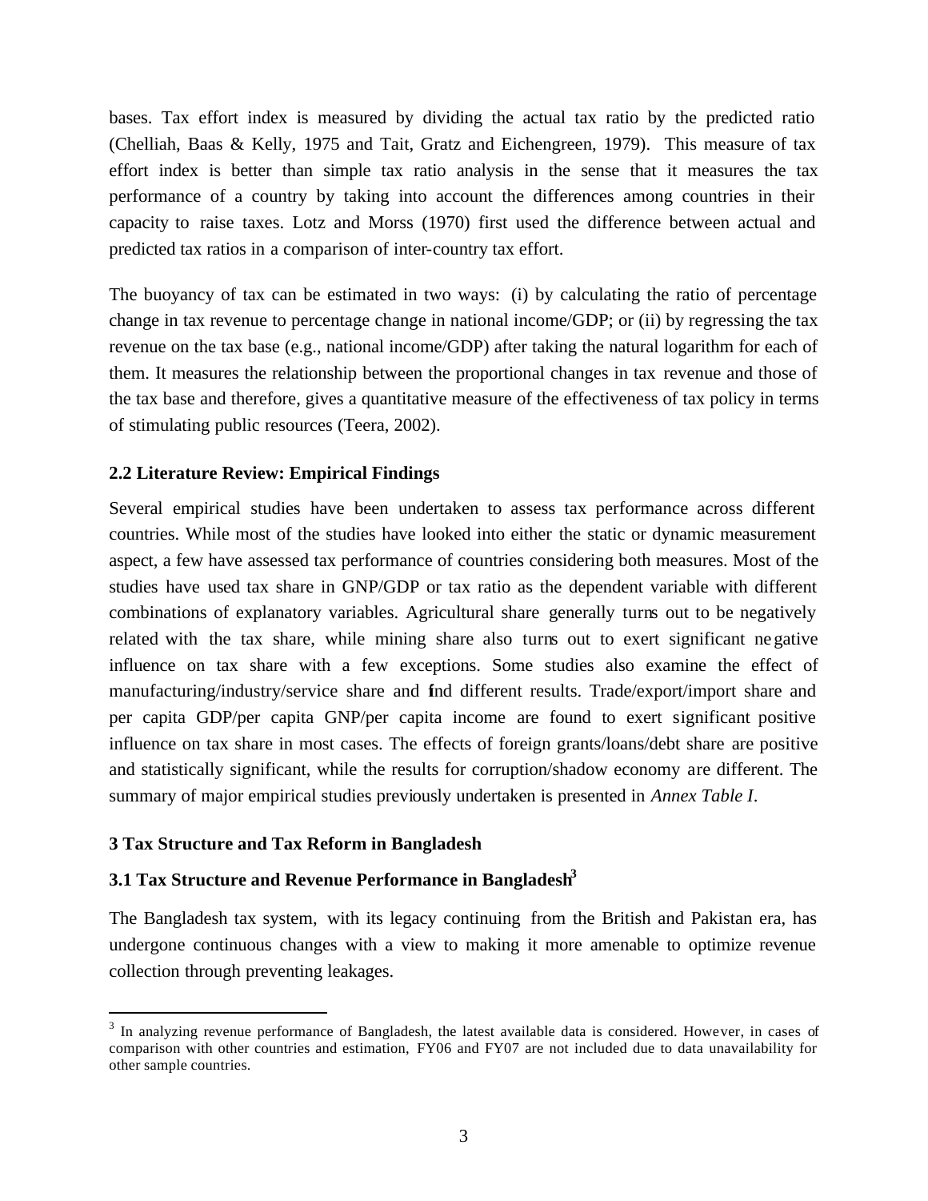bases. Tax effort index is measured by dividing the actual tax ratio by the predicted ratio (Chelliah, Baas & Kelly, 1975 and Tait, Gratz and Eichengreen, 1979). This measure of tax effort index is better than simple tax ratio analysis in the sense that it measures the tax performance of a country by taking into account the differences among countries in their capacity to raise taxes. Lotz and Morss (1970) first used the difference between actual and predicted tax ratios in a comparison of inter-country tax effort.

The buoyancy of tax can be estimated in two ways: (i) by calculating the ratio of percentage change in tax revenue to percentage change in national income/GDP; or (ii) by regressing the tax revenue on the tax base (e.g., national income/GDP) after taking the natural logarithm for each of them. It measures the relationship between the proportional changes in tax revenue and those of the tax base and therefore, gives a quantitative measure of the effectiveness of tax policy in terms of stimulating public resources (Teera, 2002).

### 2.2 Literature Review: Empirical Findings

Several empirical studies have been undertaken to assess tax performance across different countries. While most of the studies have looked into either the static or dynamic measurement aspect, a few have assessed tax performance of countries considering both measures. Most of the studies have used tax share in GNP/GDP or tax ratio as the dependent variable with different combinations of explanatory variables. Agricultural share generally turns out to be negatively related with the tax share, while mining share also turns out to exert significant negative influence on tax share with a few exceptions. Some studies also examine the effect of manufacturing/industry/service share and find different results. Trade/export/import share and per capita GDP/per capita GNP/per capita income are found to exert significant positive influence on tax share in most cases. The effects of foreign grants/loans/debt share are positive and statistically significant, while the results for corruption/shadow economy are different. The summary of major empirical studies previously undertaken is presented in *Annex Table I*.

## 3 Tax Structure and Tax Reform in Bangladesh

### 3.1 Tax Structure and Revenue Performance in Bangladesh[3]

The Bangladesh tax system, with its legacy continuing from the British and Pakistan era, has undergone continuous changes with a view to making it more amenable to optimize revenue collection through preventing leakages.

---

[3] In analyzing revenue performance of Bangladesh, the latest available data is considered. However, in cases of comparison with other countries and estimation, FY06 and FY07 are not included due to data unavailability for other sample countries.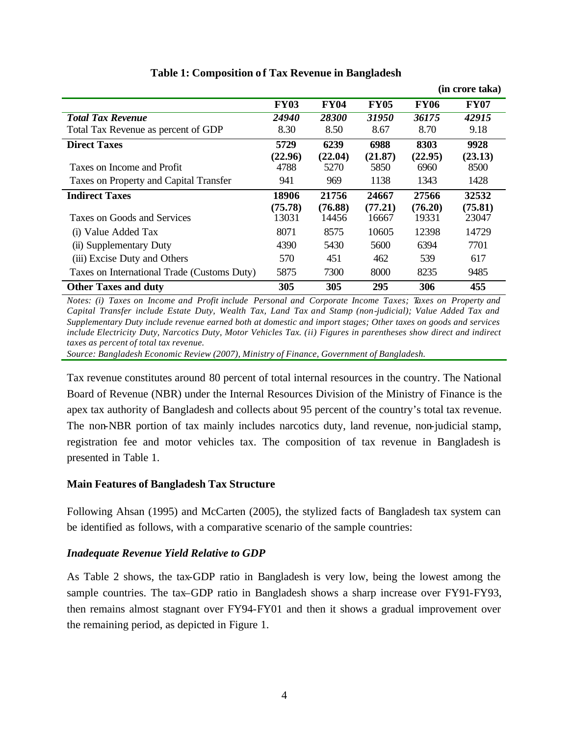**Table 1: Composition of Tax Revenue in Bangladesh**

(in crore taka)

| | FY03 | FY04 | FY05 | FY06 | FY07 |
|---|---|---|---|---|---|
| ***Total Tax Revenue*** | ***24940*** | ***28300*** | ***31950*** | ***36175*** | ***42915*** |
| Total Tax Revenue as percent of GDP | 8.30 | 8.50 | 8.67 | 8.70 | 9.18 |
| **Direct Taxes** | **5729 (22.96)** | **6239 (22.04)** | **6988 (21.87)** | **8303 (22.95)** | **9928 (23.13)** |
| Taxes on Income and Profit | 4788 | 5270 | 5850 | 6960 | 8500 |
| Taxes on Property and Capital Transfer | 941 | 969 | 1138 | 1343 | 1428 |
| **Indirect Taxes** | **18906 (75.78)** | **21756 (76.88)** | **24667 (77.21)** | **27566 (76.20)** | **32532 (75.81)** |
| Taxes on Goods and Services | 13031 | 14456 | 16667 | 19331 | 23047 |
| (i) Value Added Tax | 8071 | 8575 | 10605 | 12398 | 14729 |
| (ii) Supplementary Duty | 4390 | 5430 | 5600 | 6394 | 7701 |
| (iii) Excise Duty and Others | 570 | 451 | 462 | 539 | 617 |
| Taxes on International Trade (Customs Duty) | 5875 | 7300 | 8000 | 8235 | 9485 |
| **Other Taxes and duty** | **305** | **305** | **295** | **306** | **455** |

*Notes: (i) Taxes on Income and Profit include Personal and Corporate Income Taxes; Taxes on Property and Capital Transfer include Estate Duty, Wealth Tax, Land Tax and Stamp (non-judicial); Value Added Tax and Supplementary Duty include revenue earned both at domestic and import stages; Other taxes on goods and services include Electricity Duty, Narcotics Duty, Motor Vehicles Tax. (ii) Figures in parentheses show direct and indirect taxes as percent of total tax revenue.*

*Source: Bangladesh Economic Review (2007), Ministry of Finance, Government of Bangladesh.*

Tax revenue constitutes around 80 percent of total internal resources in the country. The National Board of Revenue (NBR) under the Internal Resources Division of the Ministry of Finance is the apex tax authority of Bangladesh and collects about 95 percent of the country's total tax revenue. The non-NBR portion of tax mainly includes narcotics duty, land revenue, non-judicial stamp, registration fee and motor vehicles tax. The composition of tax revenue in Bangladesh is presented in Table 1.

### Main Features of Bangladesh Tax Structure

Following Ahsan (1995) and McCarten (2005), the stylized facts of Bangladesh tax system can be identified as follows, with a comparative scenario of the sample countries:

#### *Inadequate Revenue Yield Relative to GDP*

As Table 2 shows, the tax-GDP ratio in Bangladesh is very low, being the lowest among the sample countries. The tax–GDP ratio in Bangladesh shows a sharp increase over FY91-FY93, then remains almost stagnant over FY94-FY01 and then it shows a gradual improvement over the remaining period, as depicted in Figure 1.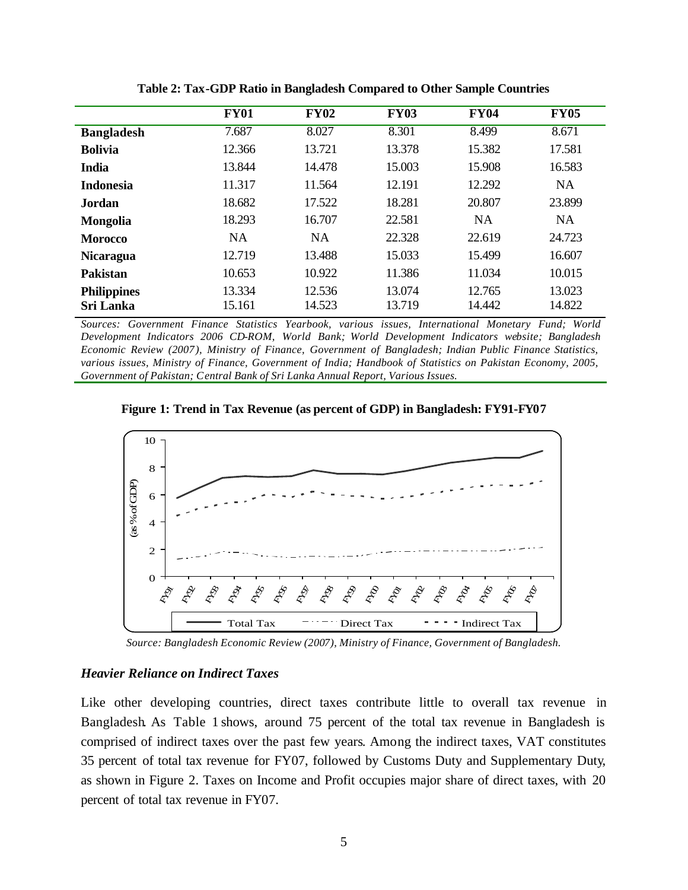**Table 2: Tax-GDP Ratio in Bangladesh Compared to Other Sample Countries**

| | FY01 | FY02 | FY03 | FY04 | FY05 |
|---|---|---|---|---|---|
| **Bangladesh** | 7.687 | 8.027 | 8.301 | 8.499 | 8.671 |
| **Bolivia** | 12.366 | 13.721 | 13.378 | 15.382 | 17.581 |
| **India** | 13.844 | 14.478 | 15.003 | 15.908 | 16.583 |
| **Indonesia** | 11.317 | 11.564 | 12.191 | 12.292 | NA |
| **Jordan** | 18.682 | 17.522 | 18.281 | 20.807 | 23.899 |
| **Mongolia** | 18.293 | 16.707 | 22.581 | NA | NA |
| **Morocco** | NA | NA | 22.328 | 22.619 | 24.723 |
| **Nicaragua** | 12.719 | 13.488 | 15.033 | 15.499 | 16.607 |
| **Pakistan** | 10.653 | 10.922 | 11.386 | 11.034 | 10.015 |
| **Philippines** | 13.334 | 12.536 | 13.074 | 12.765 | 13.023 |
| **Sri Lanka** | 15.161 | 14.523 | 13.719 | 14.442 | 14.822 |

*Sources: Government Finance Statistics Yearbook, various issues, International Monetary Fund; World Development Indicators 2006 CD-ROM, World Bank; World Development Indicators website; Bangladesh Economic Review (2007), Ministry of Finance, Government of Bangladesh; Indian Public Finance Statistics, various issues, Ministry of Finance, Government of India; Handbook of Statistics on Pakistan Economy, 2005, Government of Pakistan; Central Bank of Sri Lanka Annual Report, Various Issues.*

**Figure 1: Trend in Tax Revenue (as percent of GDP) in Bangladesh: FY91-FY07**

*Source: Bangladesh Economic Review (2007), Ministry of Finance, Government of Bangladesh.*

### *Heavier Reliance on Indirect Taxes*

Like other developing countries, direct taxes contribute little to overall tax revenue in Bangladesh. As Table 1 shows, around 75 percent of the total tax revenue in Bangladesh is comprised of indirect taxes over the past few years. Among the indirect taxes, VAT constitutes 35 percent of total tax revenue for FY07, followed by Customs Duty and Supplementary Duty, as shown in Figure 2. Taxes on Income and Profit occupies major share of direct taxes, with 20 percent of total tax revenue in FY07.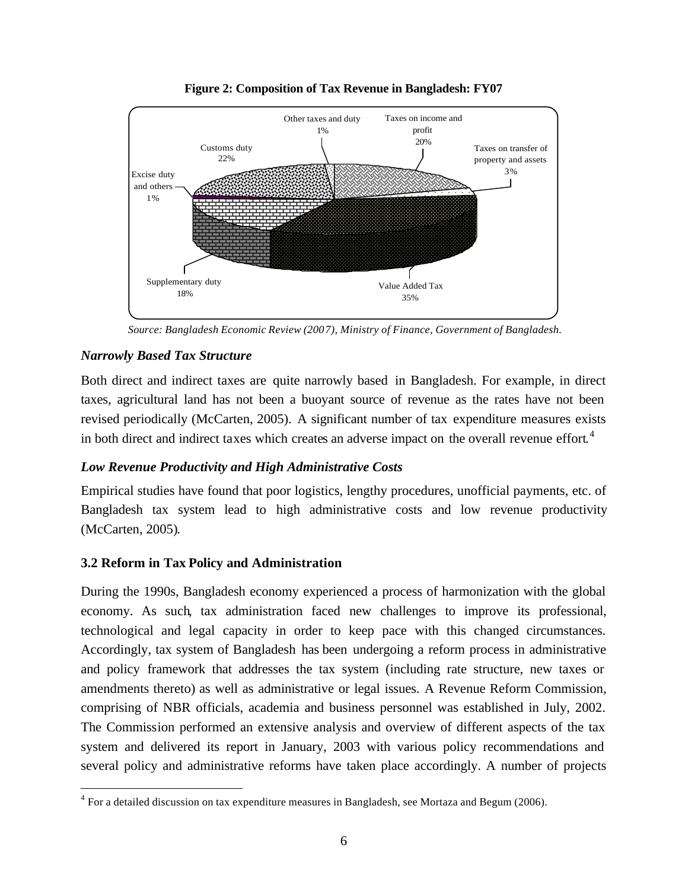**Figure 2: Composition of Tax Revenue in Bangladesh: FY07**

| Category | Share |
| --- | --- |
| Other taxes and duty | 1% |
| Taxes on income and profit | 20% |
| Taxes on transfer of property and assets | 3% |
| Value Added Tax | 35% |
| Supplementary duty | 18% |
| Excise duty and others | 1% |
| Customs duty | 22% |

*Source: Bangladesh Economic Review (2007), Ministry of Finance, Government of Bangladesh.*

### *Narrowly Based Tax Structure*

Both direct and indirect taxes are quite narrowly based in Bangladesh. For example, in direct taxes, agricultural land has not been a buoyant source of revenue as the rates have not been revised periodically (McCarten, 2005). A significant number of tax expenditure measures exists in both direct and indirect taxes which creates an adverse impact on the overall revenue effort.[4]

### *Low Revenue Productivity and High Administrative Costs*

Empirical studies have found that poor logistics, lengthy procedures, unofficial payments, etc. of Bangladesh tax system lead to high administrative costs and low revenue productivity (McCarten, 2005).

## 3.2 Reform in Tax Policy and Administration

During the 1990s, Bangladesh economy experienced a process of harmonization with the global economy. As such, tax administration faced new challenges to improve its professional, technological and legal capacity in order to keep pace with this changed circumstances. Accordingly, tax system of Bangladesh has been undergoing a reform process in administrative and policy framework that addresses the tax system (including rate structure, new taxes or amendments thereto) as well as administrative or legal issues. A Revenue Reform Commission, comprising of NBR officials, academia and business personnel was established in July, 2002. The Commission performed an extensive analysis and overview of different aspects of the tax system and delivered its report in January, 2003 with various policy recommendations and several policy and administrative reforms have taken place accordingly. A number of projects

[4] For a detailed discussion on tax expenditure measures in Bangladesh, see Mortaza and Begum (2006).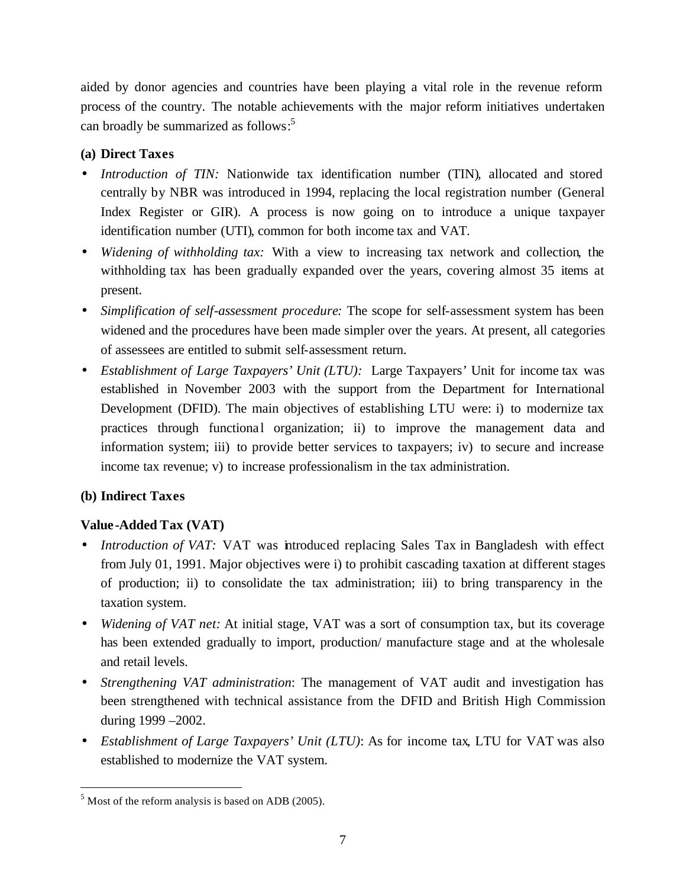aided by donor agencies and countries have been playing a vital role in the revenue reform process of the country. The notable achievements with the major reform initiatives undertaken can broadly be summarized as follows:[5]

**(a) Direct Taxes**

- *Introduction of TIN:* Nationwide tax identification number (TIN), allocated and stored centrally by NBR was introduced in 1994, replacing the local registration number (General Index Register or GIR). A process is now going on to introduce a unique taxpayer identification number (UTI), common for both income tax and VAT.
- *Widening of withholding tax:* With a view to increasing tax network and collection, the withholding tax has been gradually expanded over the years, covering almost 35 items at present.
- *Simplification of self-assessment procedure:* The scope for self-assessment system has been widened and the procedures have been made simpler over the years. At present, all categories of assessees are entitled to submit self-assessment return.
- *Establishment of Large Taxpayers' Unit (LTU):* Large Taxpayers' Unit for income tax was established in November 2003 with the support from the Department for International Development (DFID). The main objectives of establishing LTU were: i) to modernize tax practices through functional organization; ii) to improve the management data and information system; iii) to provide better services to taxpayers; iv) to secure and increase income tax revenue; v) to increase professionalism in the tax administration.

**(b) Indirect Taxes**

**Value-Added Tax (VAT)**

- *Introduction of VAT:* VAT was introduced replacing Sales Tax in Bangladesh with effect from July 01, 1991. Major objectives were i) to prohibit cascading taxation at different stages of production; ii) to consolidate the tax administration; iii) to bring transparency in the taxation system.
- *Widening of VAT net:* At initial stage, VAT was a sort of consumption tax, but its coverage has been extended gradually to import, production/ manufacture stage and at the wholesale and retail levels.
- *Strengthening VAT administration*: The management of VAT audit and investigation has been strengthened with technical assistance from the DFID and British High Commission during 1999 –2002.
- *Establishment of Large Taxpayers' Unit (LTU)*: As for income tax, LTU for VAT was also established to modernize the VAT system.

---

[5] Most of the reform analysis is based on ADB (2005).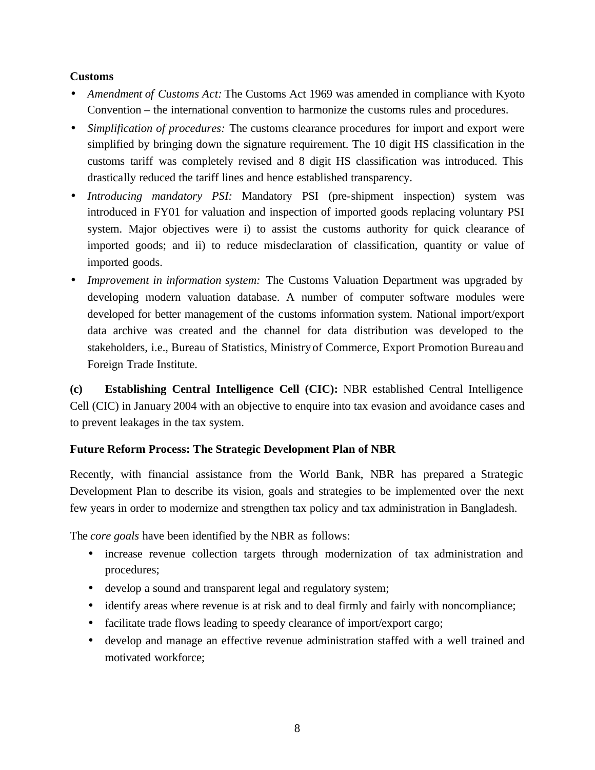**Customs**

- *Amendment of Customs Act:* The Customs Act 1969 was amended in compliance with Kyoto Convention – the international convention to harmonize the customs rules and procedures.
- *Simplification of procedures:* The customs clearance procedures for import and export were simplified by bringing down the signature requirement. The 10 digit HS classification in the customs tariff was completely revised and 8 digit HS classification was introduced. This drastically reduced the tariff lines and hence established transparency.
- *Introducing mandatory PSI:* Mandatory PSI (pre-shipment inspection) system was introduced in FY01 for valuation and inspection of imported goods replacing voluntary PSI system. Major objectives were i) to assist the customs authority for quick clearance of imported goods; and ii) to reduce misdeclaration of classification, quantity or value of imported goods.
- *Improvement in information system:* The Customs Valuation Department was upgraded by developing modern valuation database. A number of computer software modules were developed for better management of the customs information system. National import/export data archive was created and the channel for data distribution was developed to the stakeholders, i.e., Bureau of Statistics, Ministry of Commerce, Export Promotion Bureau and Foreign Trade Institute.

**(c) Establishing Central Intelligence Cell (CIC):** NBR established Central Intelligence Cell (CIC) in January 2004 with an objective to enquire into tax evasion and avoidance cases and to prevent leakages in the tax system.

**Future Reform Process: The Strategic Development Plan of NBR**

Recently, with financial assistance from the World Bank, NBR has prepared a Strategic Development Plan to describe its vision, goals and strategies to be implemented over the next few years in order to modernize and strengthen tax policy and tax administration in Bangladesh.

The *core goals* have been identified by the NBR as follows:

- increase revenue collection targets through modernization of tax administration and procedures;
- develop a sound and transparent legal and regulatory system;
- identify areas where revenue is at risk and to deal firmly and fairly with noncompliance;
- facilitate trade flows leading to speedy clearance of import/export cargo;
- develop and manage an effective revenue administration staffed with a well trained and motivated workforce;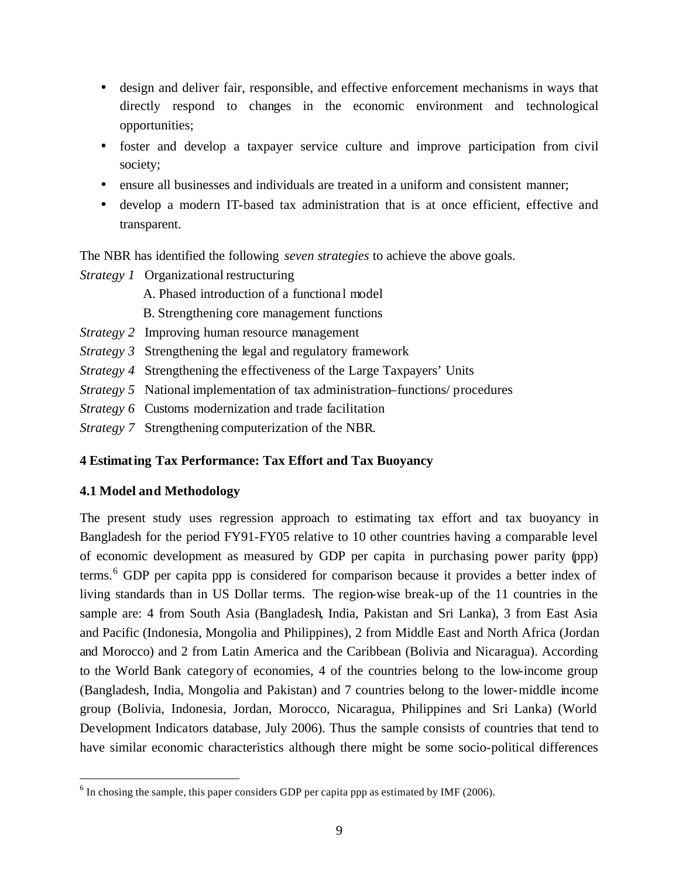- design and deliver fair, responsible, and effective enforcement mechanisms in ways that directly respond to changes in the economic environment and technological opportunities;
- foster and develop a taxpayer service culture and improve participation from civil society;
- ensure all businesses and individuals are treated in a uniform and consistent manner;
- develop a modern IT-based tax administration that is at once efficient, effective and transparent.

The NBR has identified the following *seven strategies* to achieve the above goals.

*Strategy 1* Organizational restructuring

A. Phased introduction of a functional model

B. Strengthening core management functions

*Strategy 2* Improving human resource management

*Strategy 3* Strengthening the legal and regulatory framework

*Strategy 4* Strengthening the effectiveness of the Large Taxpayers' Units

*Strategy 5* National implementation of tax administration–functions/ procedures

*Strategy 6* Customs modernization and trade facilitation

*Strategy 7* Strengthening computerization of the NBR.

## 4 Estimating Tax Performance: Tax Effort and Tax Buoyancy

### 4.1 Model and Methodology

The present study uses regression approach to estimating tax effort and tax buoyancy in Bangladesh for the period FY91-FY05 relative to 10 other countries having a comparable level of economic development as measured by GDP per capita in purchasing power parity (ppp) terms.[6] GDP per capita ppp is considered for comparison because it provides a better index of living standards than in US Dollar terms. The region-wise break-up of the 11 countries in the sample are: 4 from South Asia (Bangladesh, India, Pakistan and Sri Lanka), 3 from East Asia and Pacific (Indonesia, Mongolia and Philippines), 2 from Middle East and North Africa (Jordan and Morocco) and 2 from Latin America and the Caribbean (Bolivia and Nicaragua). According to the World Bank category of economies, 4 of the countries belong to the low-income group (Bangladesh, India, Mongolia and Pakistan) and 7 countries belong to the lower-middle income group (Bolivia, Indonesia, Jordan, Morocco, Nicaragua, Philippines and Sri Lanka) (World Development Indicators database, July 2006). Thus the sample consists of countries that tend to have similar economic characteristics although there might be some socio-political differences

[6] In chosing the sample, this paper considers GDP per capita ppp as estimated by IMF (2006).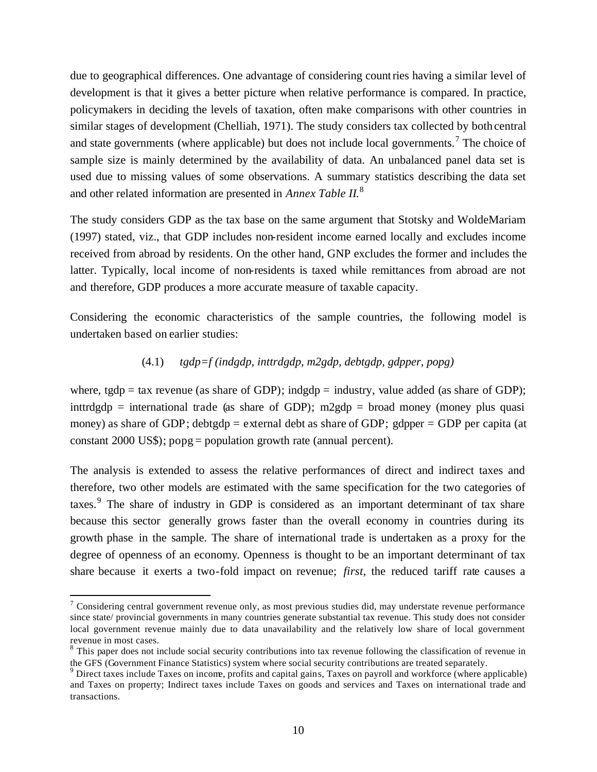due to geographical differences. One advantage of considering countries having a similar level of development is that it gives a better picture when relative performance is compared. In practice, policymakers in deciding the levels of taxation, often make comparisons with other countries in similar stages of development (Chelliah, 1971). The study considers tax collected by both central and state governments (where applicable) but does not include local governments.[7] The choice of sample size is mainly determined by the availability of data. An unbalanced panel data set is used due to missing values of some observations. A summary statistics describing the data set and other related information are presented in *Annex Table II.*[8]

The study considers GDP as the tax base on the same argument that Stotsky and WoldeMariam (1997) stated, viz., that GDP includes non-resident income earned locally and excludes income received from abroad by residents. On the other hand, GNP excludes the former and includes the latter. Typically, local income of non-residents is taxed while remittances from abroad are not and therefore, GDP produces a more accurate measure of taxable capacity.

Considering the economic characteristics of the sample countries, the following model is undertaken based on earlier studies:

(4.1) *tgdp=f (indgdp, inttrdgdp, m2gdp, debtgdp, gdpper, popg)*

where, tgdp = tax revenue (as share of GDP); indgdp = industry, value added (as share of GDP); inttrdgdp = international trade (as share of GDP); m2gdp = broad money (money plus quasi money) as share of GDP; debtgdp = external debt as share of GDP; gdpper = GDP per capita (at constant 2000 US$); popg = population growth rate (annual percent).

The analysis is extended to assess the relative performances of direct and indirect taxes and therefore, two other models are estimated with the same specification for the two categories of taxes.[9] The share of industry in GDP is considered as an important determinant of tax share because this sector generally grows faster than the overall economy in countries during its growth phase in the sample. The share of international trade is undertaken as a proxy for the degree of openness of an economy. Openness is thought to be an important determinant of tax share because it exerts a two-fold impact on revenue; *first,* the reduced tariff rate causes a

---

[7] Considering central government revenue only, as most previous studies did, may understate revenue performance since state/ provincial governments in many countries generate substantial tax revenue. This study does not consider local government revenue mainly due to data unavailability and the relatively low share of local government revenue in most cases.

[8] This paper does not include social security contributions into tax revenue following the classification of revenue in the GFS (Government Finance Statistics) system where social security contributions are treated separately.

[9] Direct taxes include Taxes on income, profits and capital gains, Taxes on payroll and workforce (where applicable) and Taxes on property; Indirect taxes include Taxes on goods and services and Taxes on international trade and transactions.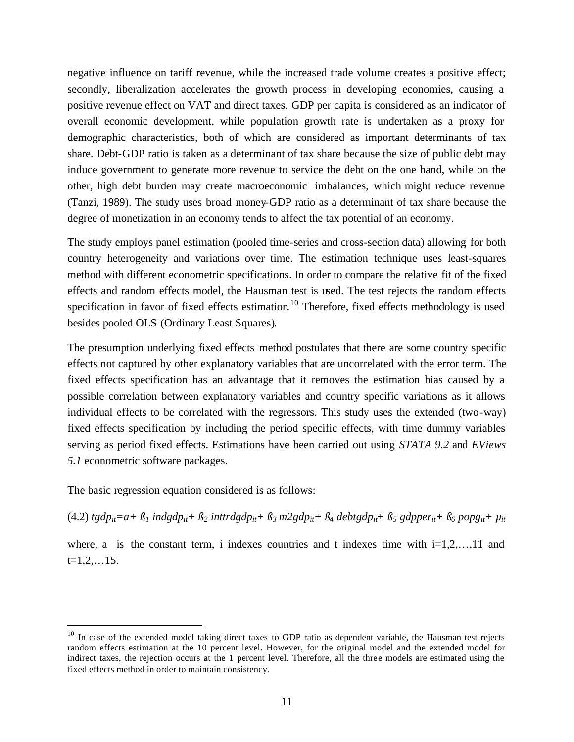negative influence on tariff revenue, while the increased trade volume creates a positive effect; secondly, liberalization accelerates the growth process in developing economies, causing a positive revenue effect on VAT and direct taxes. GDP per capita is considered as an indicator of overall economic development, while population growth rate is undertaken as a proxy for demographic characteristics, both of which are considered as important determinants of tax share. Debt-GDP ratio is taken as a determinant of tax share because the size of public debt may induce government to generate more revenue to service the debt on the one hand, while on the other, high debt burden may create macroeconomic imbalances, which might reduce revenue (Tanzi, 1989). The study uses broad money-GDP ratio as a determinant of tax share because the degree of monetization in an economy tends to affect the tax potential of an economy.

The study employs panel estimation (pooled time-series and cross-section data) allowing for both country heterogeneity and variations over time. The estimation technique uses least-squares method with different econometric specifications. In order to compare the relative fit of the fixed effects and random effects model, the Hausman test is used. The test rejects the random effects specification in favor of fixed effects estimation.[10] Therefore, fixed effects methodology is used besides pooled OLS (Ordinary Least Squares).

The presumption underlying fixed effects method postulates that there are some country specific effects not captured by other explanatory variables that are uncorrelated with the error term. The fixed effects specification has an advantage that it removes the estimation bias caused by a possible correlation between explanatory variables and country specific variations as it allows individual effects to be correlated with the regressors. This study uses the extended (two-way) fixed effects specification by including the period specific effects, with time dummy variables serving as period fixed effects. Estimations have been carried out using *STATA 9.2* and *EViews 5.1* econometric software packages.

The basic regression equation considered is as follows:

(4.2) $tgdp_{it} = a + ß_1\ indgdp_{it} + ß_2\ inttrdgdp_{it} + ß_3\ m2gdp_{it} + ß_4\ debtgdp_{it} + ß_5\ gdpper_{it} + ß_6\ popg_{it} + \mu_{it}$

where, a is the constant term, i indexes countries and t indexes time with i=1,2,…,11 and t=1,2,…15.

[10] In case of the extended model taking direct taxes to GDP ratio as dependent variable, the Hausman test rejects random effects estimation at the 10 percent level. However, for the original model and the extended model for indirect taxes, the rejection occurs at the 1 percent level. Therefore, all the three models are estimated using the fixed effects method in order to maintain consistency.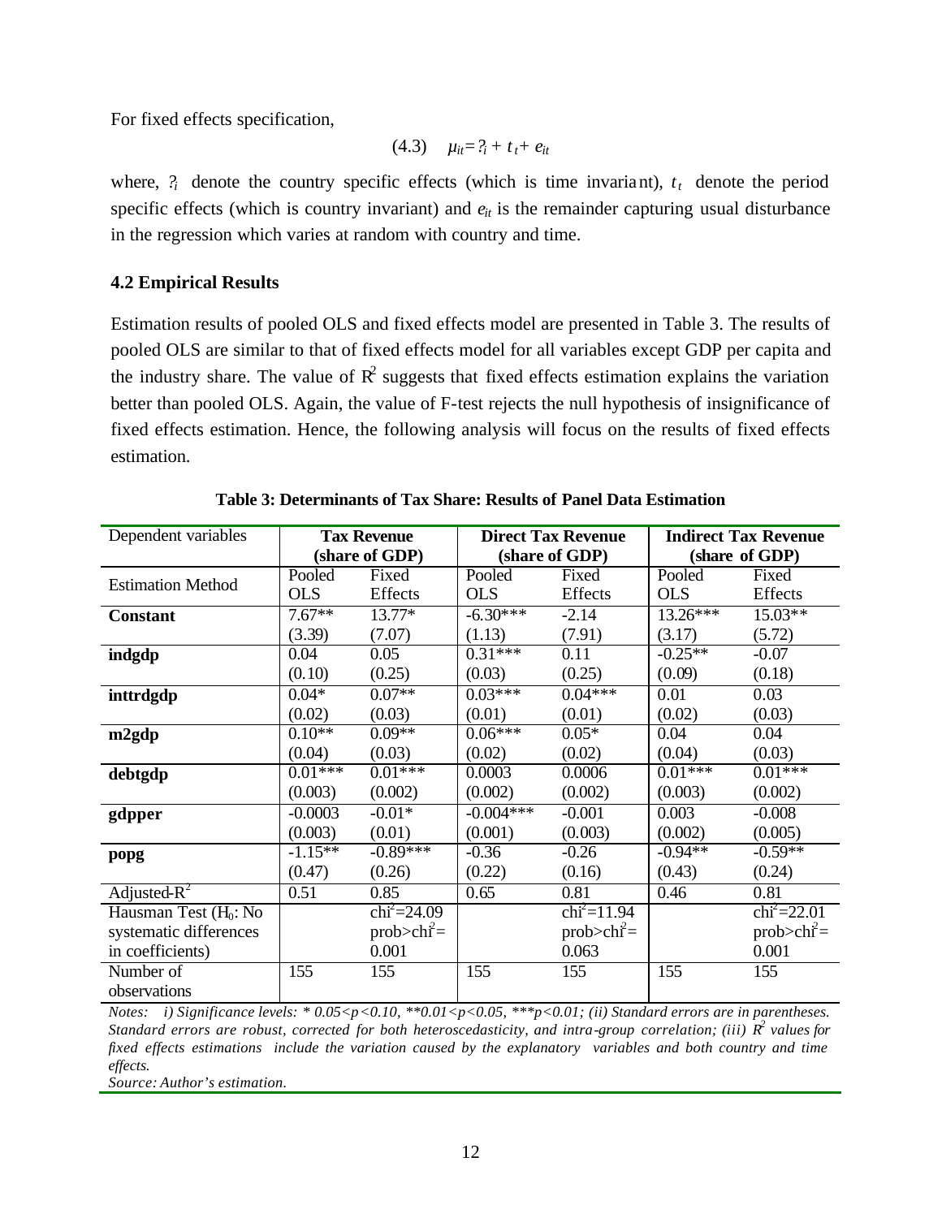For fixed effects specification,

$$(4.3) \quad \mu_{it} = ?_i + t_t + e_{it}$$

where, $?_i$ denote the country specific effects (which is time invariant), $t_t$ denote the period specific effects (which is country invariant) and $e_{it}$ is the remainder capturing usual disturbance in the regression which varies at random with country and time.

### 4.2 Empirical Results

Estimation results of pooled OLS and fixed effects model are presented in Table 3. The results of pooled OLS are similar to that of fixed effects model for all variables except GDP per capita and the industry share. The value of $R^2$ suggests that fixed effects estimation explains the variation better than pooled OLS. Again, the value of F-test rejects the null hypothesis of insignificance of fixed effects estimation. Hence, the following analysis will focus on the results of fixed effects estimation.

**Table 3: Determinants of Tax Share: Results of Panel Data Estimation**

| Dependent variables | Tax Revenue (share of GDP) | | Direct Tax Revenue (share of GDP) | | Indirect Tax Revenue (share of GDP) | |
|---|---|---|---|---|---|---|
| Estimation Method | Pooled OLS | Fixed Effects | Pooled OLS | Fixed Effects | Pooled OLS | Fixed Effects |
| **Constant** | 7.67** | 13.77* | -6.30*** | -2.14 | 13.26*** | 15.03** |
| | (3.39) | (7.07) | (1.13) | (7.91) | (3.17) | (5.72) |
| **indgdp** | 0.04 | 0.05 | 0.31*** | 0.11 | -0.25** | -0.07 |
| | (0.10) | (0.25) | (0.03) | (0.25) | (0.09) | (0.18) |
| **inttrdgdp** | 0.04* | 0.07** | 0.03*** | 0.04*** | 0.01 | 0.03 |
| | (0.02) | (0.03) | (0.01) | (0.01) | (0.02) | (0.03) |
| **m2gdp** | 0.10** | 0.09** | 0.06*** | 0.05* | 0.04 | 0.04 |
| | (0.04) | (0.03) | (0.02) | (0.02) | (0.04) | (0.03) |
| **debtgdp** | 0.01*** | 0.01*** | 0.0003 | 0.0006 | 0.01*** | 0.01*** |
| | (0.003) | (0.002) | (0.002) | (0.002) | (0.003) | (0.002) |
| **gdpper** | -0.0003 | -0.01* | -0.004*** | -0.001 | 0.003 | -0.008 |
| | (0.003) | (0.01) | (0.001) | (0.003) | (0.002) | (0.005) |
| **popg** | -1.15** | -0.89*** | -0.36 | -0.26 | -0.94** | -0.59** |
| | (0.47) | (0.26) | (0.22) | (0.16) | (0.43) | (0.24) |
| Adjusted-$R^2$ | 0.51 | 0.85 | 0.65 | 0.81 | 0.46 | 0.81 |
| Hausman Test ($H_0$: No systematic differences in coefficients) | | $chi^2$=24.09 prob>$chi^2$= 0.001 | | $chi^2$=11.94 prob>$chi^2$= 0.063 | | $chi^2$=22.01 prob>$chi^2$= 0.001 |
| Number of observations | 155 | 155 | 155 | 155 | 155 | 155 |

*Notes: i) Significance levels: * 0.05<p<0.10, **0.01<p<0.05, ***p<0.01; (ii) Standard errors are in parentheses. Standard errors are robust, corrected for both heteroscedasticity, and intra-group correlation; (iii) $R^2$ values for fixed effects estimations include the variation caused by the explanatory variables and both country and time effects.*

*Source: Author's estimation.*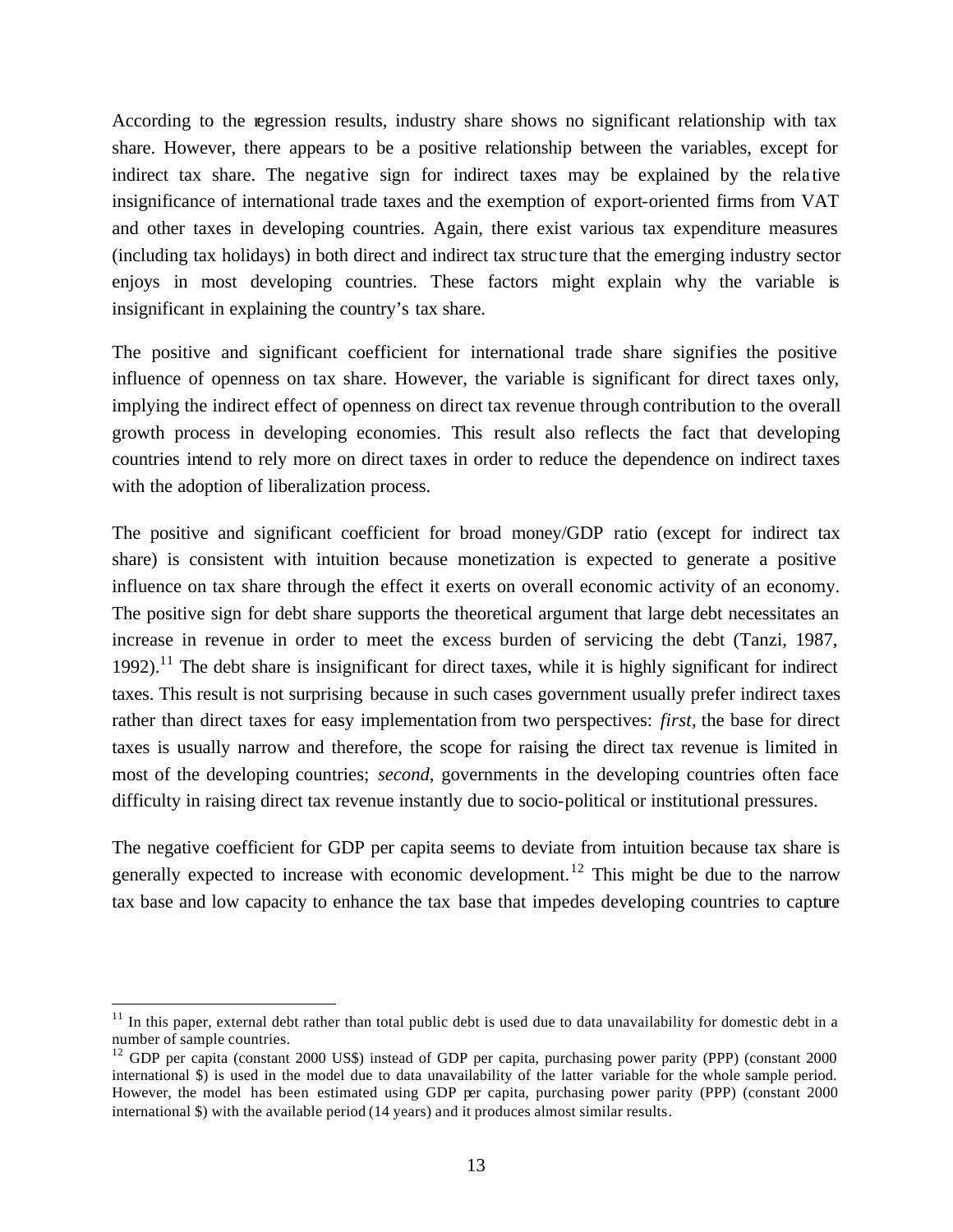According to the regression results, industry share shows no significant relationship with tax share. However, there appears to be a positive relationship between the variables, except for indirect tax share. The negative sign for indirect taxes may be explained by the relative insignificance of international trade taxes and the exemption of export-oriented firms from VAT and other taxes in developing countries. Again, there exist various tax expenditure measures (including tax holidays) in both direct and indirect tax structure that the emerging industry sector enjoys in most developing countries. These factors might explain why the variable is insignificant in explaining the country's tax share.

The positive and significant coefficient for international trade share signifies the positive influence of openness on tax share. However, the variable is significant for direct taxes only, implying the indirect effect of openness on direct tax revenue through contribution to the overall growth process in developing economies. This result also reflects the fact that developing countries intend to rely more on direct taxes in order to reduce the dependence on indirect taxes with the adoption of liberalization process.

The positive and significant coefficient for broad money/GDP ratio (except for indirect tax share) is consistent with intuition because monetization is expected to generate a positive influence on tax share through the effect it exerts on overall economic activity of an economy. The positive sign for debt share supports the theoretical argument that large debt necessitates an increase in revenue in order to meet the excess burden of servicing the debt (Tanzi, 1987, 1992).[11] The debt share is insignificant for direct taxes, while it is highly significant for indirect taxes. This result is not surprising because in such cases government usually prefer indirect taxes rather than direct taxes for easy implementation from two perspectives: *first*, the base for direct taxes is usually narrow and therefore, the scope for raising the direct tax revenue is limited in most of the developing countries; *second*, governments in the developing countries often face difficulty in raising direct tax revenue instantly due to socio-political or institutional pressures.

The negative coefficient for GDP per capita seems to deviate from intuition because tax share is generally expected to increase with economic development.[12] This might be due to the narrow tax base and low capacity to enhance the tax base that impedes developing countries to capture

---

[11] In this paper, external debt rather than total public debt is used due to data unavailability for domestic debt in a number of sample countries.

[12] GDP per capita (constant 2000 US$) instead of GDP per capita, purchasing power parity (PPP) (constant 2000 international $) is used in the model due to data unavailability of the latter variable for the whole sample period. However, the model has been estimated using GDP per capita, purchasing power parity (PPP) (constant 2000 international $) with the available period (14 years) and it produces almost similar results.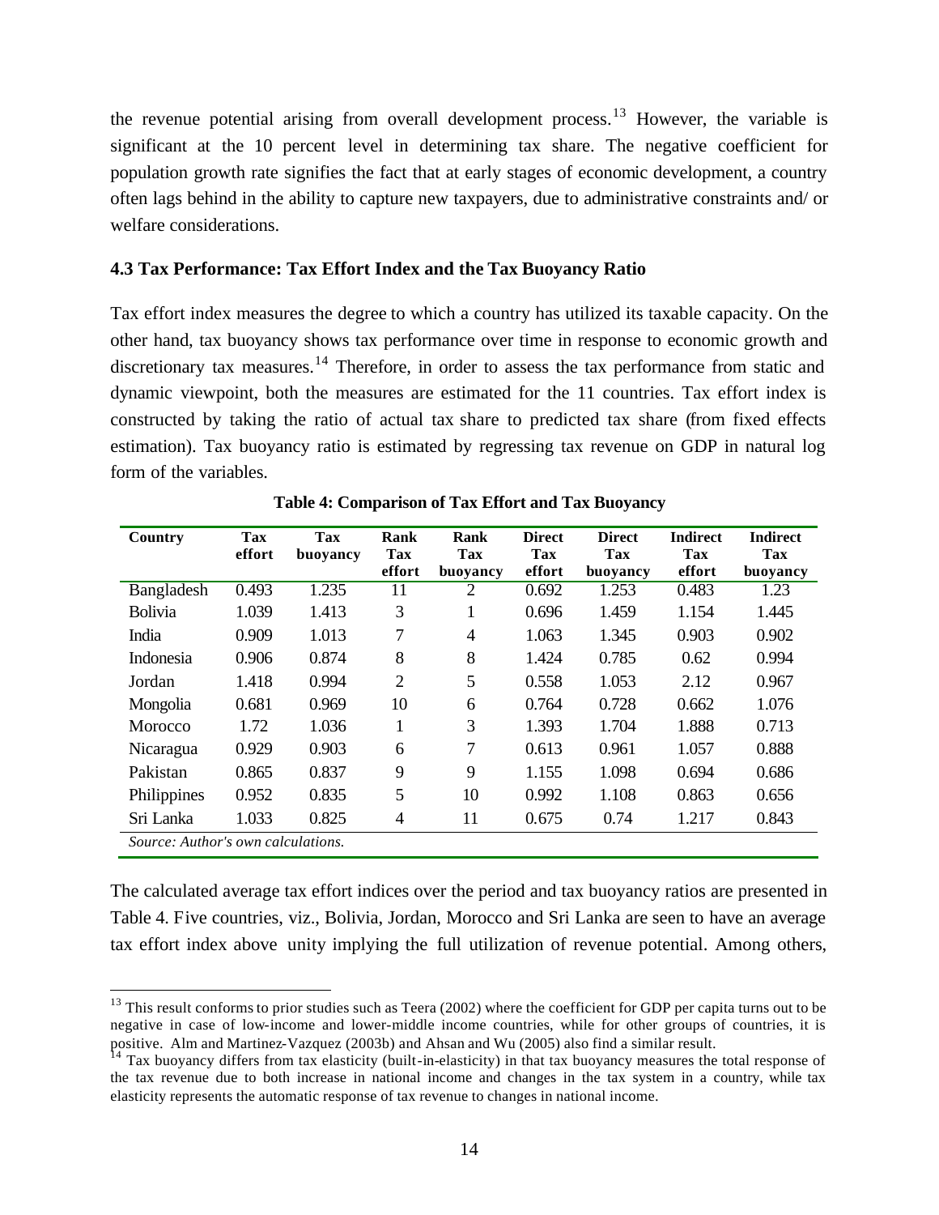the revenue potential arising from overall development process.[13] However, the variable is significant at the 10 percent level in determining tax share. The negative coefficient for population growth rate signifies the fact that at early stages of economic development, a country often lags behind in the ability to capture new taxpayers, due to administrative constraints and/ or welfare considerations.

### 4.3 Tax Performance: Tax Effort Index and the Tax Buoyancy Ratio

Tax effort index measures the degree to which a country has utilized its taxable capacity. On the other hand, tax buoyancy shows tax performance over time in response to economic growth and discretionary tax measures.[14] Therefore, in order to assess the tax performance from static and dynamic viewpoint, both the measures are estimated for the 11 countries. Tax effort index is constructed by taking the ratio of actual tax share to predicted tax share (from fixed effects estimation). Tax buoyancy ratio is estimated by regressing tax revenue on GDP in natural log form of the variables.

**Table 4: Comparison of Tax Effort and Tax Buoyancy**

| Country | Tax effort | Tax buoyancy | Rank Tax effort | Rank Tax buoyancy | Direct Tax effort | Direct Tax buoyancy | Indirect Tax effort | Indirect Tax buoyancy |
|---|---|---|---|---|---|---|---|---|
| Bangladesh | 0.493 | 1.235 | 11 | 2 | 0.692 | 1.253 | 0.483 | 1.23 |
| Bolivia | 1.039 | 1.413 | 3 | 1 | 0.696 | 1.459 | 1.154 | 1.445 |
| India | 0.909 | 1.013 | 7 | 4 | 1.063 | 1.345 | 0.903 | 0.902 |
| Indonesia | 0.906 | 0.874 | 8 | 8 | 1.424 | 0.785 | 0.62 | 0.994 |
| Jordan | 1.418 | 0.994 | 2 | 5 | 0.558 | 1.053 | 2.12 | 0.967 |
| Mongolia | 0.681 | 0.969 | 10 | 6 | 0.764 | 0.728 | 0.662 | 1.076 |
| Morocco | 1.72 | 1.036 | 1 | 3 | 1.393 | 1.704 | 1.888 | 0.713 |
| Nicaragua | 0.929 | 0.903 | 6 | 7 | 0.613 | 0.961 | 1.057 | 0.888 |
| Pakistan | 0.865 | 0.837 | 9 | 9 | 1.155 | 1.098 | 0.694 | 0.686 |
| Philippines | 0.952 | 0.835 | 5 | 10 | 0.992 | 1.108 | 0.863 | 0.656 |
| Sri Lanka | 1.033 | 0.825 | 4 | 11 | 0.675 | 0.74 | 1.217 | 0.843 |

*Source: Author's own calculations.*

The calculated average tax effort indices over the period and tax buoyancy ratios are presented in Table 4. Five countries, viz., Bolivia, Jordan, Morocco and Sri Lanka are seen to have an average tax effort index above unity implying the full utilization of revenue potential. Among others,

[13] This result conforms to prior studies such as Teera (2002) where the coefficient for GDP per capita turns out to be negative in case of low-income and lower-middle income countries, while for other groups of countries, it is positive. Alm and Martinez-Vazquez (2003b) and Ahsan and Wu (2005) also find a similar result.

[14] Tax buoyancy differs from tax elasticity (built-in-elasticity) in that tax buoyancy measures the total response of the tax revenue due to both increase in national income and changes in the tax system in a country, while tax elasticity represents the automatic response of tax revenue to changes in national income.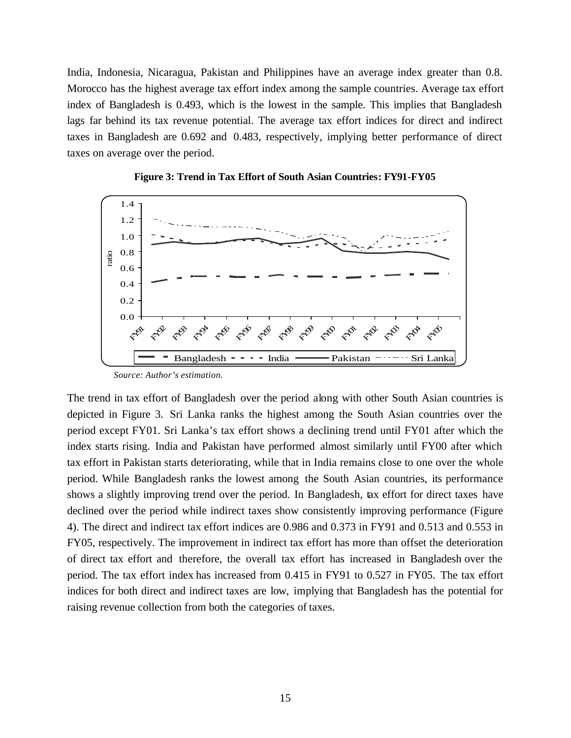India, Indonesia, Nicaragua, Pakistan and Philippines have an average index greater than 0.8. Morocco has the highest average tax effort index among the sample countries. Average tax effort index of Bangladesh is 0.493, which is the lowest in the sample. This implies that Bangladesh lags far behind its tax revenue potential. The average tax effort indices for direct and indirect taxes in Bangladesh are 0.692 and 0.483, respectively, implying better performance of direct taxes on average over the period.

**Figure 3: Trend in Tax Effort of South Asian Countries: FY91-FY05**

*Source: Author's estimation.*

The trend in tax effort of Bangladesh over the period along with other South Asian countries is depicted in Figure 3. Sri Lanka ranks the highest among the South Asian countries over the period except FY01. Sri Lanka's tax effort shows a declining trend until FY01 after which the index starts rising. India and Pakistan have performed almost similarly until FY00 after which tax effort in Pakistan starts deteriorating, while that in India remains close to one over the whole period. While Bangladesh ranks the lowest among the South Asian countries, its performance shows a slightly improving trend over the period. In Bangladesh, tax effort for direct taxes have declined over the period while indirect taxes show consistently improving performance (Figure 4). The direct and indirect tax effort indices are 0.986 and 0.373 in FY91 and 0.513 and 0.553 in FY05, respectively. The improvement in indirect tax effort has more than offset the deterioration of direct tax effort and therefore, the overall tax effort has increased in Bangladesh over the period. The tax effort index has increased from 0.415 in FY91 to 0.527 in FY05. The tax effort indices for both direct and indirect taxes are low, implying that Bangladesh has the potential for raising revenue collection from both the categories of taxes.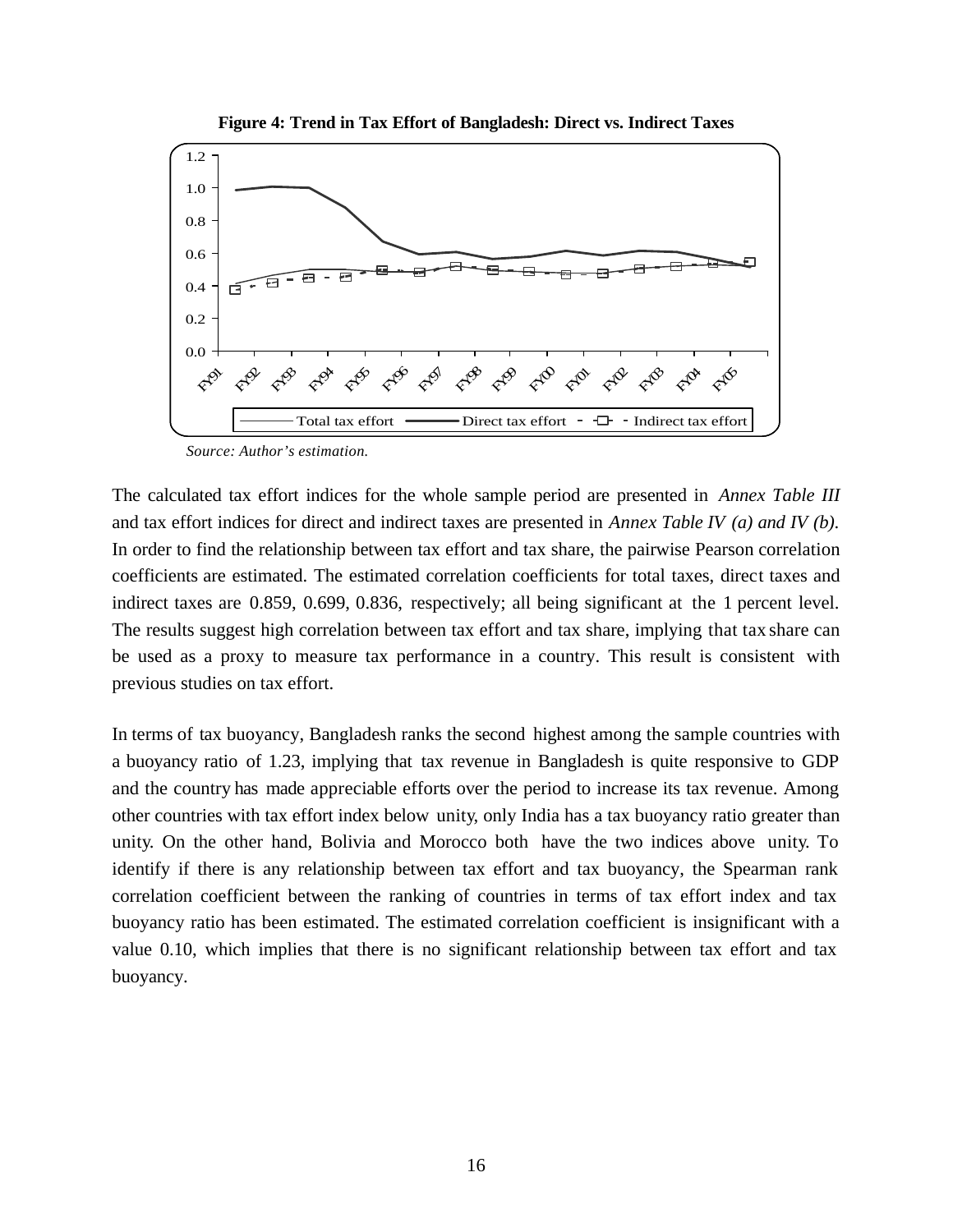**Figure 4: Trend in Tax Effort of Bangladesh: Direct vs. Indirect Taxes**

*Source: Author's estimation.*

The calculated tax effort indices for the whole sample period are presented in *Annex Table III* and tax effort indices for direct and indirect taxes are presented in *Annex Table IV (a) and IV (b)*. In order to find the relationship between tax effort and tax share, the pairwise Pearson correlation coefficients are estimated. The estimated correlation coefficients for total taxes, direct taxes and indirect taxes are 0.859, 0.699, 0.836, respectively; all being significant at the 1 percent level. The results suggest high correlation between tax effort and tax share, implying that tax share can be used as a proxy to measure tax performance in a country. This result is consistent with previous studies on tax effort.

In terms of tax buoyancy, Bangladesh ranks the second highest among the sample countries with a buoyancy ratio of 1.23, implying that tax revenue in Bangladesh is quite responsive to GDP and the country has made appreciable efforts over the period to increase its tax revenue. Among other countries with tax effort index below unity, only India has a tax buoyancy ratio greater than unity. On the other hand, Bolivia and Morocco both have the two indices above unity. To identify if there is any relationship between tax effort and tax buoyancy, the Spearman rank correlation coefficient between the ranking of countries in terms of tax effort index and tax buoyancy ratio has been estimated. The estimated correlation coefficient is insignificant with a value 0.10, which implies that there is no significant relationship between tax effort and tax buoyancy.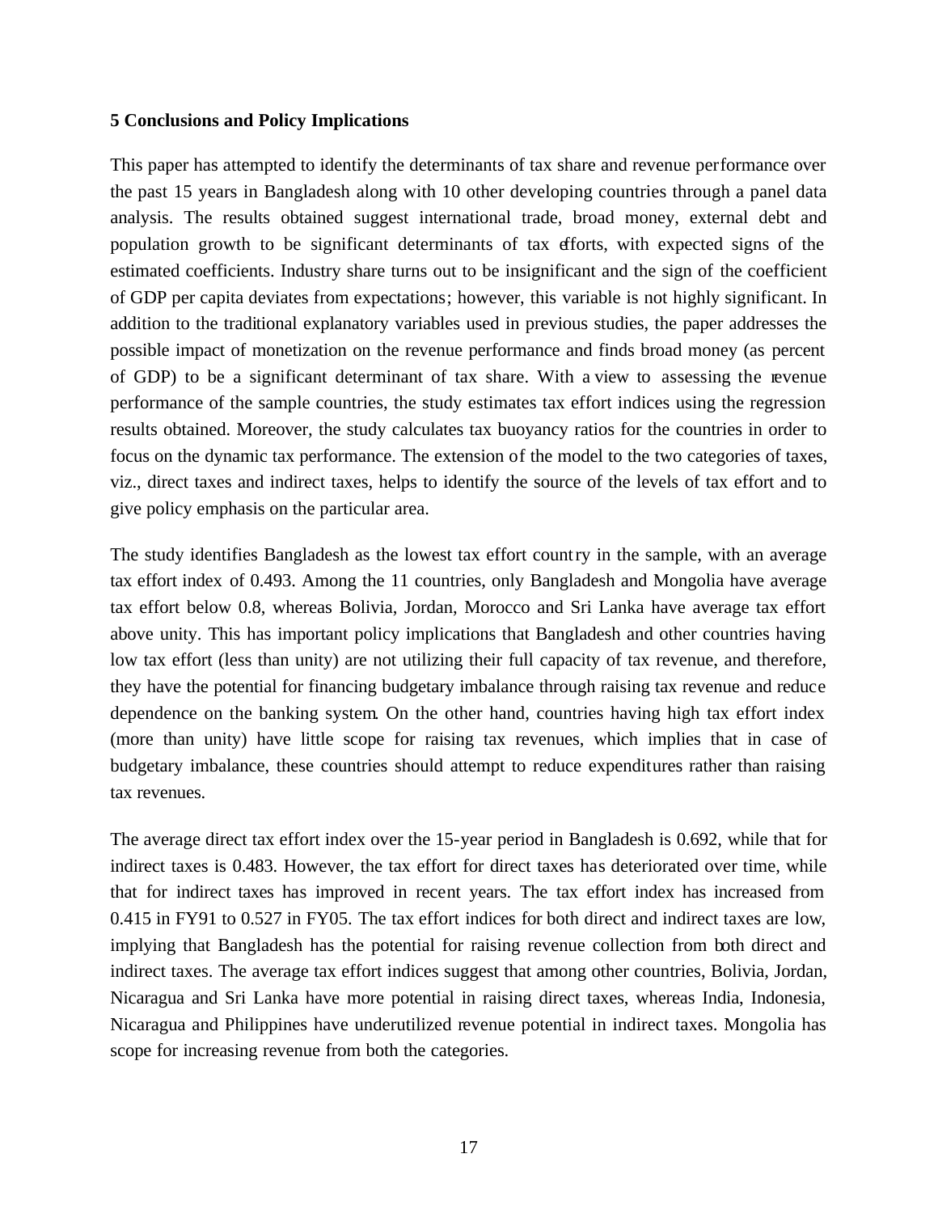## 5 Conclusions and Policy Implications

This paper has attempted to identify the determinants of tax share and revenue performance over the past 15 years in Bangladesh along with 10 other developing countries through a panel data analysis. The results obtained suggest international trade, broad money, external debt and population growth to be significant determinants of tax efforts, with expected signs of the estimated coefficients. Industry share turns out to be insignificant and the sign of the coefficient of GDP per capita deviates from expectations; however, this variable is not highly significant. In addition to the traditional explanatory variables used in previous studies, the paper addresses the possible impact of monetization on the revenue performance and finds broad money (as percent of GDP) to be a significant determinant of tax share. With a view to assessing the revenue performance of the sample countries, the study estimates tax effort indices using the regression results obtained. Moreover, the study calculates tax buoyancy ratios for the countries in order to focus on the dynamic tax performance. The extension of the model to the two categories of taxes, viz., direct taxes and indirect taxes, helps to identify the source of the levels of tax effort and to give policy emphasis on the particular area.

The study identifies Bangladesh as the lowest tax effort country in the sample, with an average tax effort index of 0.493. Among the 11 countries, only Bangladesh and Mongolia have average tax effort below 0.8, whereas Bolivia, Jordan, Morocco and Sri Lanka have average tax effort above unity. This has important policy implications that Bangladesh and other countries having low tax effort (less than unity) are not utilizing their full capacity of tax revenue, and therefore, they have the potential for financing budgetary imbalance through raising tax revenue and reduce dependence on the banking system. On the other hand, countries having high tax effort index (more than unity) have little scope for raising tax revenues, which implies that in case of budgetary imbalance, these countries should attempt to reduce expenditures rather than raising tax revenues.

The average direct tax effort index over the 15-year period in Bangladesh is 0.692, while that for indirect taxes is 0.483. However, the tax effort for direct taxes has deteriorated over time, while that for indirect taxes has improved in recent years. The tax effort index has increased from 0.415 in FY91 to 0.527 in FY05. The tax effort indices for both direct and indirect taxes are low, implying that Bangladesh has the potential for raising revenue collection from both direct and indirect taxes. The average tax effort indices suggest that among other countries, Bolivia, Jordan, Nicaragua and Sri Lanka have more potential in raising direct taxes, whereas India, Indonesia, Nicaragua and Philippines have underutilized revenue potential in indirect taxes. Mongolia has scope for increasing revenue from both the categories.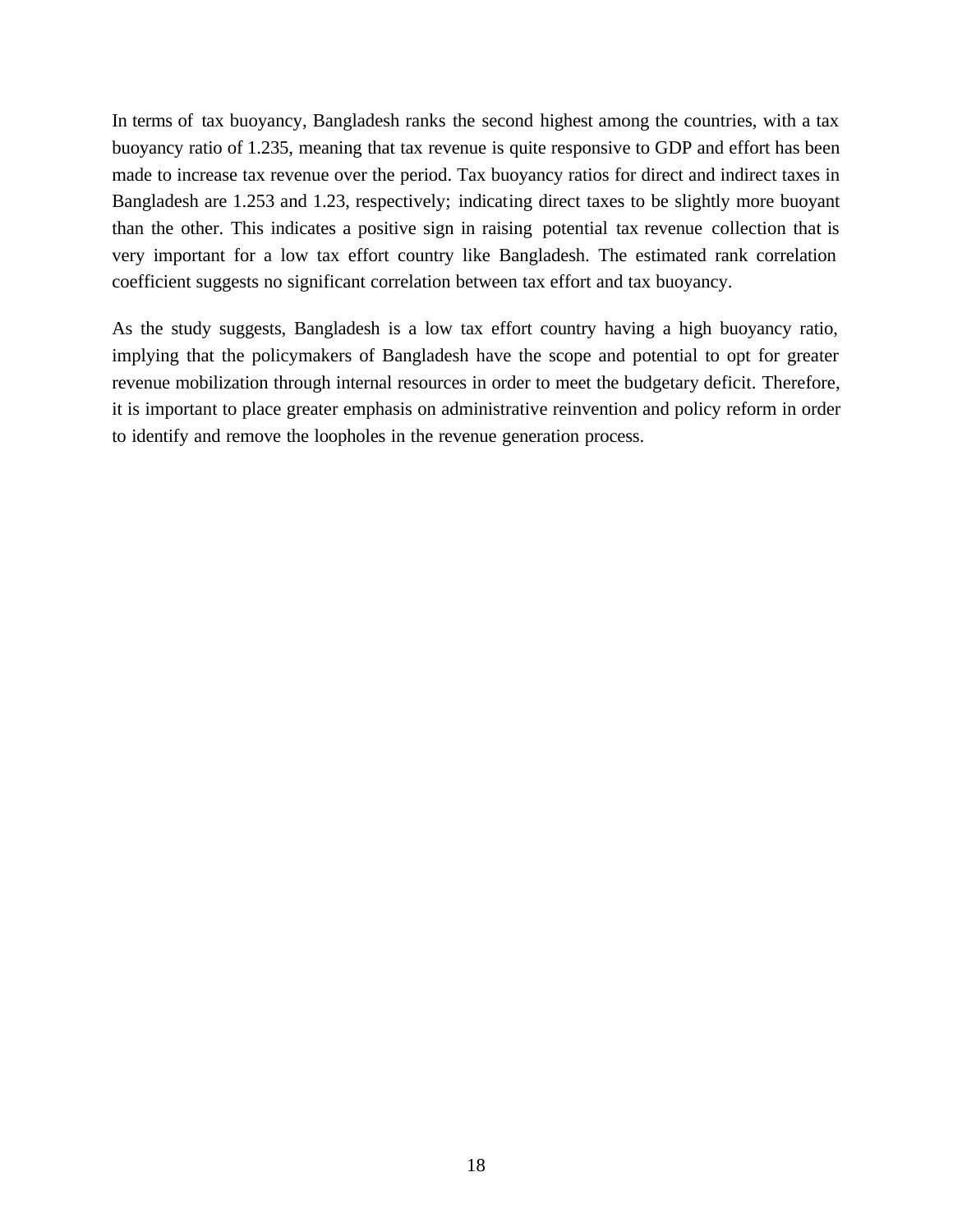In terms of tax buoyancy, Bangladesh ranks the second highest among the countries, with a tax buoyancy ratio of 1.235, meaning that tax revenue is quite responsive to GDP and effort has been made to increase tax revenue over the period. Tax buoyancy ratios for direct and indirect taxes in Bangladesh are 1.253 and 1.23, respectively; indicating direct taxes to be slightly more buoyant than the other. This indicates a positive sign in raising potential tax revenue collection that is very important for a low tax effort country like Bangladesh. The estimated rank correlation coefficient suggests no significant correlation between tax effort and tax buoyancy.

As the study suggests, Bangladesh is a low tax effort country having a high buoyancy ratio, implying that the policymakers of Bangladesh have the scope and potential to opt for greater revenue mobilization through internal resources in order to meet the budgetary deficit. Therefore, it is important to place greater emphasis on administrative reinvention and policy reform in order to identify and remove the loopholes in the revenue generation process.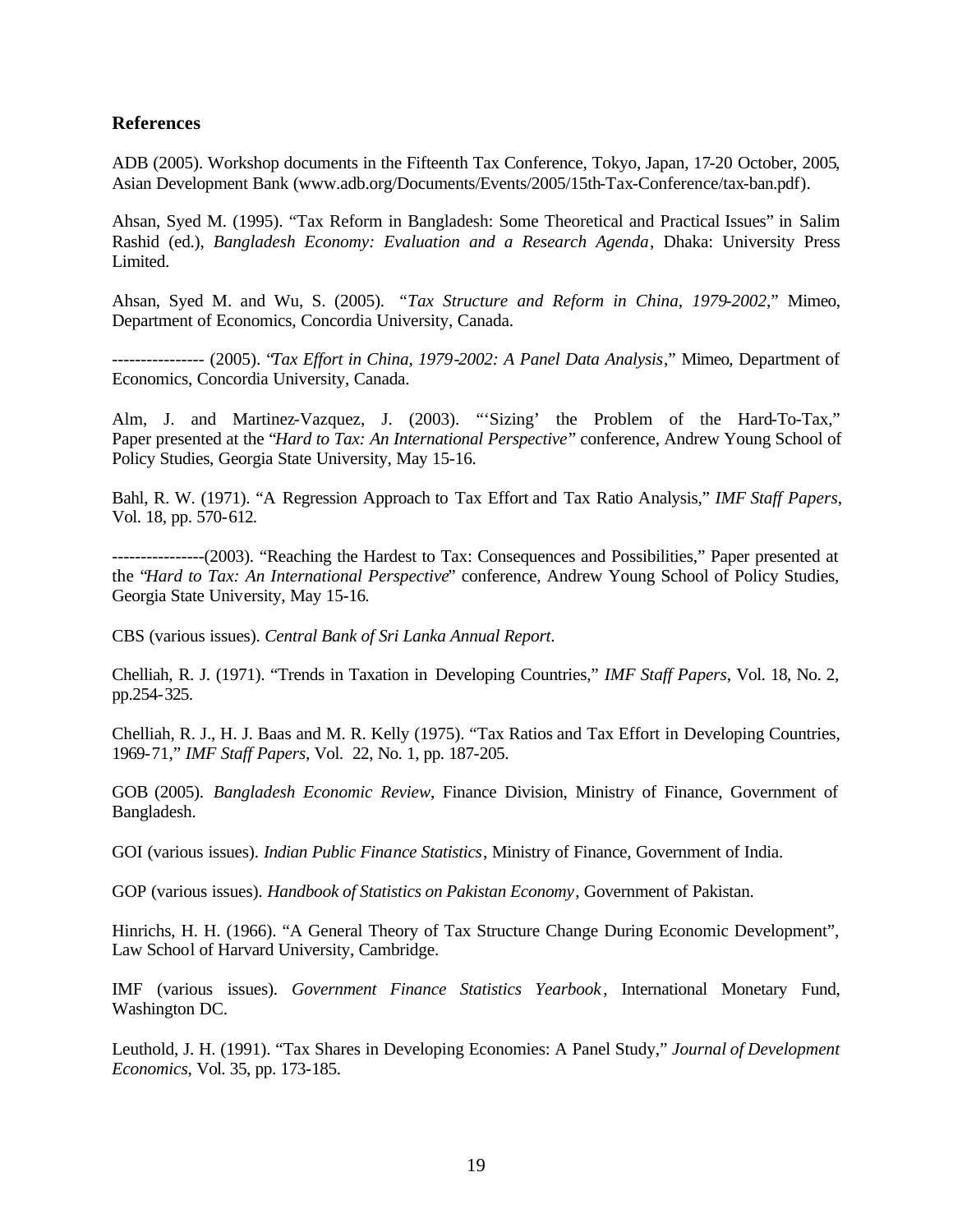## References

ADB (2005). Workshop documents in the Fifteenth Tax Conference, Tokyo, Japan, 17-20 October, 2005, Asian Development Bank (www.adb.org/Documents/Events/2005/15th-Tax-Conference/tax-ban.pdf).

Ahsan, Syed M. (1995). "Tax Reform in Bangladesh: Some Theoretical and Practical Issues" in Salim Rashid (ed.), *Bangladesh Economy: Evaluation and a Research Agenda*, Dhaka: University Press Limited.

Ahsan, Syed M. and Wu, S. (2005). "*Tax Structure and Reform in China, 1979-2002*," Mimeo, Department of Economics, Concordia University, Canada.

---------------- (2005). "*Tax Effort in China, 1979-2002: A Panel Data Analysis*," Mimeo, Department of Economics, Concordia University, Canada.

Alm, J. and Martinez-Vazquez, J. (2003). "'Sizing' the Problem of the Hard-To-Tax," Paper presented at the "*Hard to Tax: An International Perspective*" conference, Andrew Young School of Policy Studies, Georgia State University, May 15-16.

Bahl, R. W. (1971). "A Regression Approach to Tax Effort and Tax Ratio Analysis," *IMF Staff Papers*, Vol. 18, pp. 570-612.

----------------(2003). "Reaching the Hardest to Tax: Consequences and Possibilities," Paper presented at the "*Hard to Tax: An International Perspective*" conference, Andrew Young School of Policy Studies, Georgia State University, May 15-16.

CBS (various issues). *Central Bank of Sri Lanka Annual Report*.

Chelliah, R. J. (1971). "Trends in Taxation in Developing Countries," *IMF Staff Papers*, Vol. 18, No. 2, pp.254-325.

Chelliah, R. J., H. J. Baas and M. R. Kelly (1975). "Tax Ratios and Tax Effort in Developing Countries, 1969-71," *IMF Staff Papers*, Vol. 22, No. 1, pp. 187-205.

GOB (2005). *Bangladesh Economic Review*, Finance Division, Ministry of Finance, Government of Bangladesh.

GOI (various issues). *Indian Public Finance Statistics*, Ministry of Finance, Government of India.

GOP (various issues). *Handbook of Statistics on Pakistan Economy*, Government of Pakistan.

Hinrichs, H. H. (1966). "A General Theory of Tax Structure Change During Economic Development", Law School of Harvard University, Cambridge.

IMF (various issues). *Government Finance Statistics Yearbook*, International Monetary Fund, Washington DC.

Leuthold, J. H. (1991). "Tax Shares in Developing Economies: A Panel Study," *Journal of Development Economics*, Vol. 35, pp. 173-185.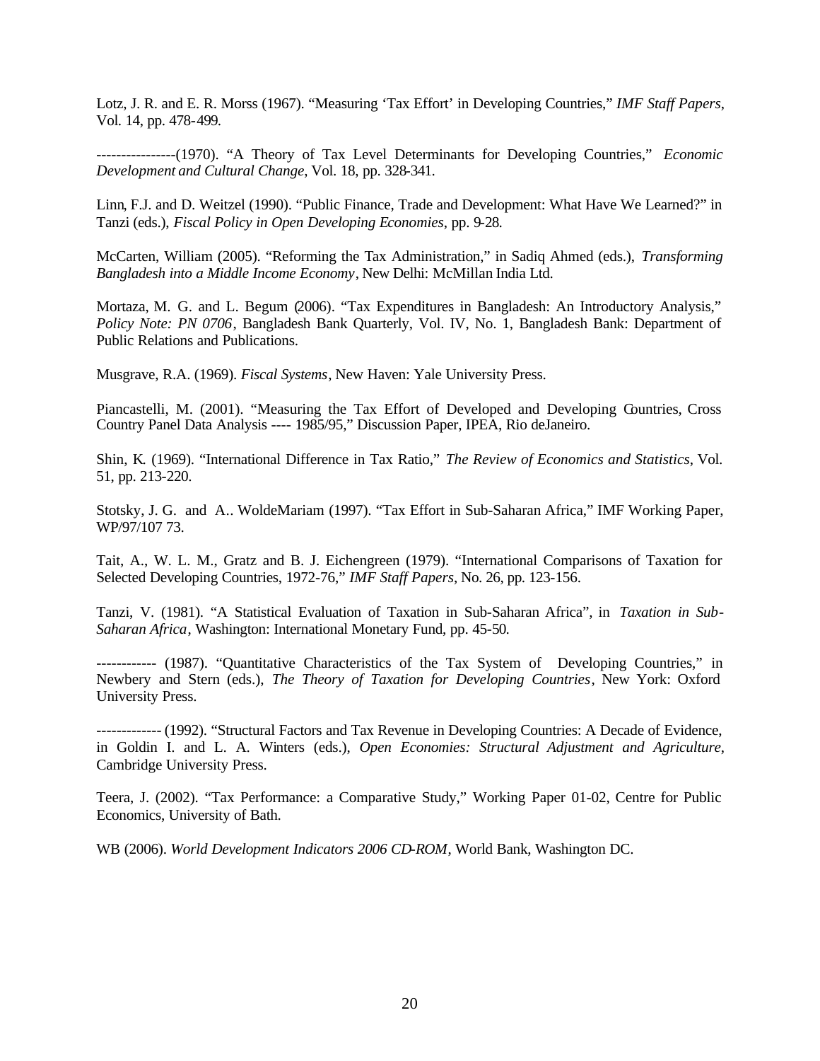Lotz, J. R. and E. R. Morss (1967). "Measuring 'Tax Effort' in Developing Countries," *IMF Staff Papers*, Vol. 14, pp. 478-499.

----------------(1970). "A Theory of Tax Level Determinants for Developing Countries," *Economic Development and Cultural Change*, Vol. 18, pp. 328-341.

Linn, F.J. and D. Weitzel (1990). "Public Finance, Trade and Development: What Have We Learned?" in Tanzi (eds.), *Fiscal Policy in Open Developing Economies*, pp. 9-28.

McCarten, William (2005). "Reforming the Tax Administration," in Sadiq Ahmed (eds.), *Transforming Bangladesh into a Middle Income Economy*, New Delhi: McMillan India Ltd.

Mortaza, M. G. and L. Begum (2006). "Tax Expenditures in Bangladesh: An Introductory Analysis," *Policy Note: PN 0706*, Bangladesh Bank Quarterly, Vol. IV, No. 1, Bangladesh Bank: Department of Public Relations and Publications.

Musgrave, R.A. (1969). *Fiscal Systems*, New Haven: Yale University Press.

Piancastelli, M. (2001). "Measuring the Tax Effort of Developed and Developing Countries, Cross Country Panel Data Analysis ---- 1985/95," Discussion Paper, IPEA, Rio deJaneiro.

Shin, K. (1969). "International Difference in Tax Ratio," *The Review of Economics and Statistics*, Vol. 51, pp. 213-220.

Stotsky, J. G. and A.. WoldeMariam (1997). "Tax Effort in Sub-Saharan Africa," IMF Working Paper, WP/97/107 73.

Tait, A., W. L. M., Gratz and B. J. Eichengreen (1979). "International Comparisons of Taxation for Selected Developing Countries, 1972-76," *IMF Staff Papers*, No. 26, pp. 123-156.

Tanzi, V. (1981). "A Statistical Evaluation of Taxation in Sub-Saharan Africa", in *Taxation in Sub-Saharan Africa*, Washington: International Monetary Fund, pp. 45-50.

------------ (1987). "Quantitative Characteristics of the Tax System of Developing Countries," in Newbery and Stern (eds.), *The Theory of Taxation for Developing Countries*, New York: Oxford University Press.

------------- (1992). "Structural Factors and Tax Revenue in Developing Countries: A Decade of Evidence, in Goldin I. and L. A. Winters (eds.), *Open Economies: Structural Adjustment and Agriculture*, Cambridge University Press.

Teera, J. (2002). "Tax Performance: a Comparative Study," Working Paper 01-02, Centre for Public Economics, University of Bath.

WB (2006). *World Development Indicators 2006 CD-ROM*, World Bank, Washington DC.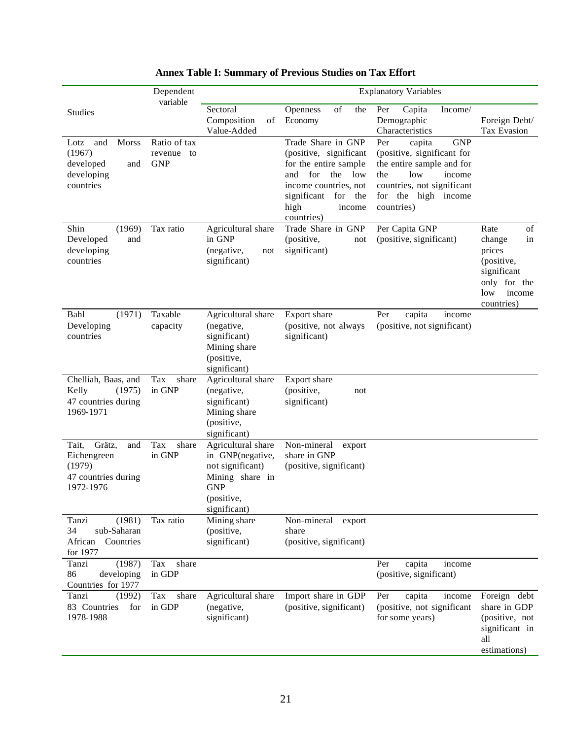**Annex Table I: Summary of Previous Studies on Tax Effort**

| Studies | Dependent variable | Explanatory Variables | | | |
|---|---|---|---|---|---|
| | | Sectoral Composition of Value-Added | Openness of the Economy | Per Capita Income/ Demographic Characteristics | Foreign Debt/ Tax Evasion |
| Lotz and Morss (1967) developed and developing countries | Ratio of tax revenue to GNP | | Trade Share in GNP (positive, significant for the entire sample and for the low income countries, not significant for the high income countries) | Per capita GNP (positive, significant for the entire sample and for the low income countries, not significant for the high income countries) | |
| Shin (1969) Developed and developing countries | Tax ratio | Agricultural share in GNP (negative, not significant) | Trade Share in GNP (positive, not significant) | Per Capita GNP (positive, significant) | Rate of change in prices (positive, significant only for the low income countries) |
| Bahl (1971) Developing countries | Taxable capacity | Agricultural share (negative, significant) Mining share (positive, significant) | Export share (positive, not always significant) | Per capita income (positive, not significant) | |
| Chelliah, Baas, and Kelly (1975) 47 countries during 1969-1971 | Tax share in GNP | Agricultural share (negative, significant) Mining share (positive, significant) | Export share (positive, not significant) | | |
| Tait, Grätz, and Eichengreen (1979) 47 countries during 1972-1976 | Tax share in GNP | Agricultural share in GNP(negative, not significant) Mining share in GNP (positive, significant) | Non-mineral export share in GNP (positive, significant) | | |
| Tanzi (1981) 34 sub-Saharan African Countries for 1977 | Tax ratio | Mining share (positive, significant) | Non-mineral export share (positive, significant) | | |
| Tanzi (1987) 86 developing Countries for 1977 | Tax share in GDP | | | Per capita income (positive, significant) | |
| Tanzi (1992) 83 Countries for 1978-1988 | Tax share in GDP | Agricultural share (negative, significant) | Import share in GDP (positive, significant) | Per capita income (positive, not significant for some years) | Foreign debt share in GDP (positive, not significant in all estimations) |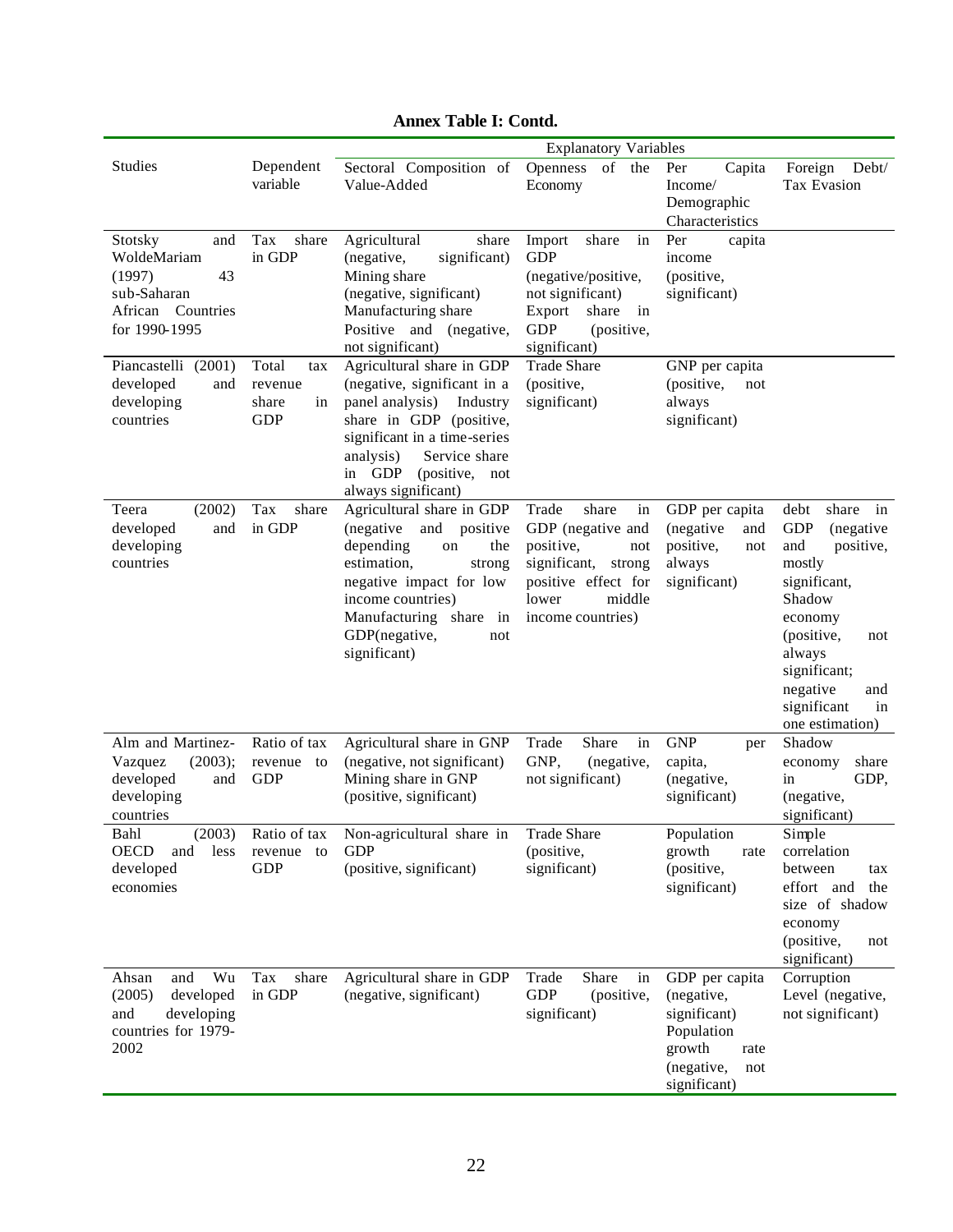**Annex Table I: Contd.**

| Studies | Dependent variable | Explanatory Variables | | | |
|---|---|---|---|---|---|
| | | Sectoral Composition of Value-Added | Openness of the Economy | Per Capita Income/ Demographic Characteristics | Foreign Debt/ Tax Evasion |
| Stotsky and WoldeMariam (1997) 43 sub-Saharan African Countries for 1990-1995 | Tax share in GDP | Agricultural share (negative, significant) Mining share (negative, significant) Manufacturing share Positive and (negative, not significant) | Import share in GDP (negative/positive, not significant) Export share in GDP (positive, significant) | Per capita income (positive, significant) | |
| Piancastelli (2001) developed and developing countries | Total tax revenue share in GDP | Agricultural share in GDP (negative, significant in a panel analysis) Industry share in GDP (positive, significant in a time-series analysis) Service share in GDP (positive, not always significant) | Trade Share (positive, significant) | GNP per capita (positive, not always significant) | |
| Teera (2002) developed and developing countries | Tax share in GDP | Agricultural share in GDP (negative and positive depending on the estimation, strong negative impact for low income countries) Manufacturing share in GDP(negative, not significant) | Trade share in GDP (negative and positive, not significant, strong positive effect for lower middle income countries) | GDP per capita (negative and positive, not always significant) | debt share in GDP (negative and positive, mostly significant, Shadow economy (positive, not always significant; negative and significant in one estimation) |
| Alm and Martinez-Vazquez (2003); developed and developing countries | Ratio of tax revenue to GDP | Agricultural share in GNP (negative, not significant) Mining share in GNP (positive, significant) | Trade Share in GNP, (negative, not significant) | GNP per capita, (negative, significant) | Shadow economy share in GDP, (negative, significant) |
| Bahl (2003) OECD and less developed economies | Ratio of tax revenue to GDP | Non-agricultural share in GDP (positive, significant) | Trade Share (positive, significant) | Population growth rate (positive, significant) | Simple correlation between tax effort and the size of shadow economy (positive, not significant) |
| Ahsan and Wu (2005) developed and developing countries for 1979-2002 | Tax share in GDP | Agricultural share in GDP (negative, significant) | Trade Share in GDP (positive, significant) | GDP per capita (negative, significant) Population growth rate (negative, not significant) | Corruption Level (negative, not significant) |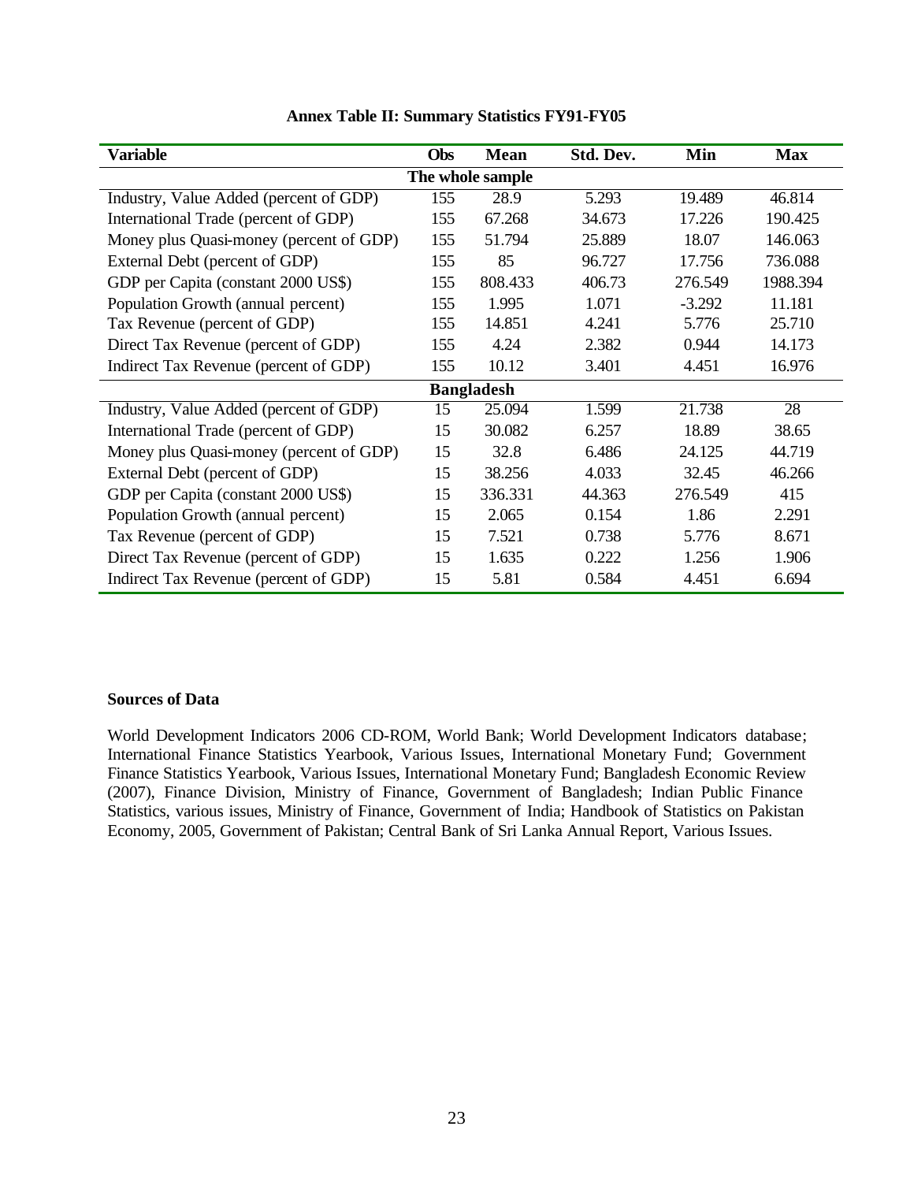**Annex Table II: Summary Statistics FY91-FY05**

| Variable | Obs | Mean | Std. Dev. | Min | Max |
|---|---|---|---|---|---|
| **The whole sample** | | | | | |
| Industry, Value Added (percent of GDP) | 155 | 28.9 | 5.293 | 19.489 | 46.814 |
| International Trade (percent of GDP) | 155 | 67.268 | 34.673 | 17.226 | 190.425 |
| Money plus Quasi-money (percent of GDP) | 155 | 51.794 | 25.889 | 18.07 | 146.063 |
| External Debt (percent of GDP) | 155 | 85 | 96.727 | 17.756 | 736.088 |
| GDP per Capita (constant 2000 US$) | 155 | 808.433 | 406.73 | 276.549 | 1988.394 |
| Population Growth (annual percent) | 155 | 1.995 | 1.071 | -3.292 | 11.181 |
| Tax Revenue (percent of GDP) | 155 | 14.851 | 4.241 | 5.776 | 25.710 |
| Direct Tax Revenue (percent of GDP) | 155 | 4.24 | 2.382 | 0.944 | 14.173 |
| Indirect Tax Revenue (percent of GDP) | 155 | 10.12 | 3.401 | 4.451 | 16.976 |
| **Bangladesh** | | | | | |
| Industry, Value Added (percent of GDP) | 15 | 25.094 | 1.599 | 21.738 | 28 |
| International Trade (percent of GDP) | 15 | 30.082 | 6.257 | 18.89 | 38.65 |
| Money plus Quasi-money (percent of GDP) | 15 | 32.8 | 6.486 | 24.125 | 44.719 |
| External Debt (percent of GDP) | 15 | 38.256 | 4.033 | 32.45 | 46.266 |
| GDP per Capita (constant 2000 US$) | 15 | 336.331 | 44.363 | 276.549 | 415 |
| Population Growth (annual percent) | 15 | 2.065 | 0.154 | 1.86 | 2.291 |
| Tax Revenue (percent of GDP) | 15 | 7.521 | 0.738 | 5.776 | 8.671 |
| Direct Tax Revenue (percent of GDP) | 15 | 1.635 | 0.222 | 1.256 | 1.906 |
| Indirect Tax Revenue (percent of GDP) | 15 | 5.81 | 0.584 | 4.451 | 6.694 |

**Sources of Data**

World Development Indicators 2006 CD-ROM, World Bank; World Development Indicators database; International Finance Statistics Yearbook, Various Issues, International Monetary Fund; Government Finance Statistics Yearbook, Various Issues, International Monetary Fund; Bangladesh Economic Review (2007), Finance Division, Ministry of Finance, Government of Bangladesh; Indian Public Finance Statistics, various issues, Ministry of Finance, Government of India; Handbook of Statistics on Pakistan Economy, 2005, Government of Pakistan; Central Bank of Sri Lanka Annual Report, Various Issues.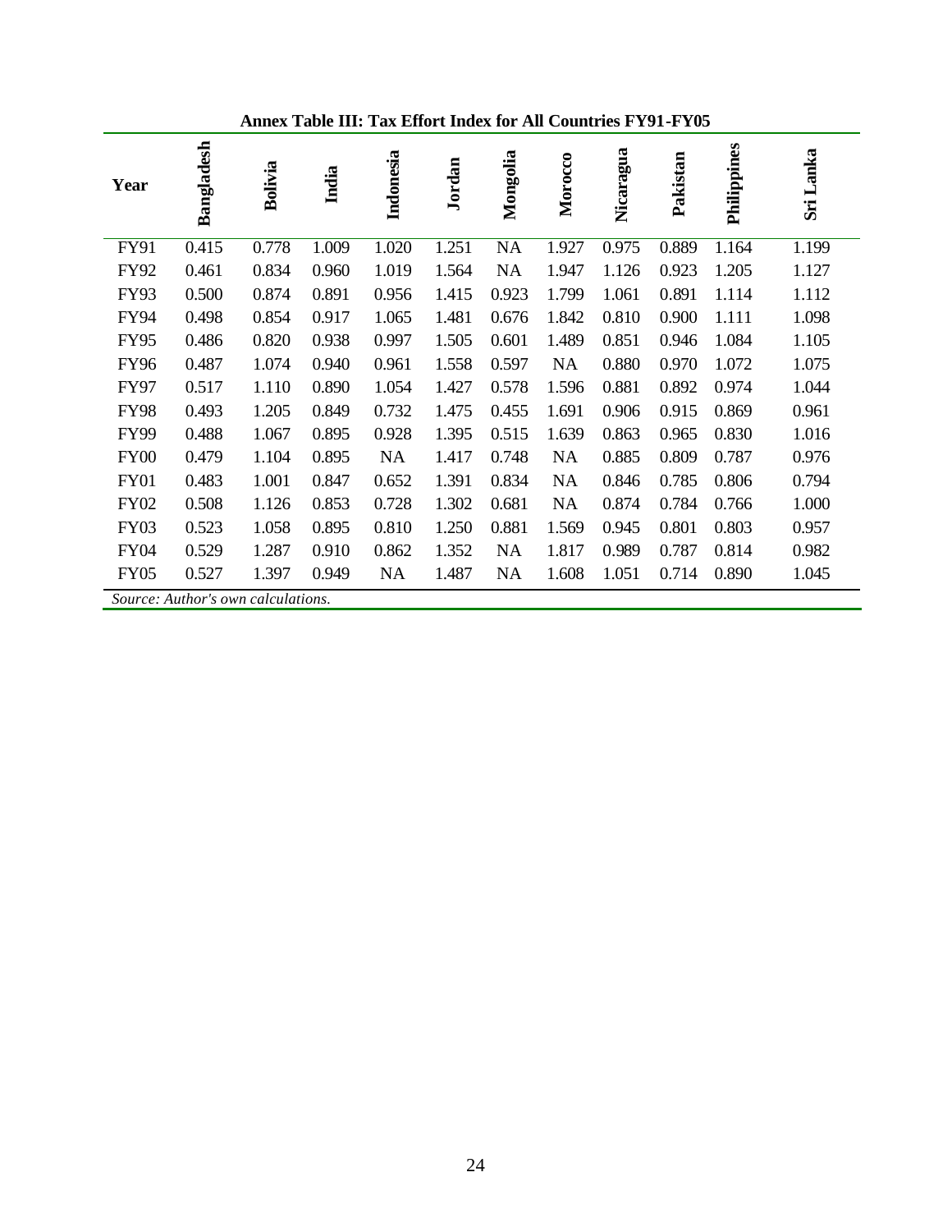**Annex Table III: Tax Effort Index for All Countries FY91-FY05**

| Year | Bangladesh | Bolivia | India | Indonesia | Jordan | Mongolia | Morocco | Nicaragua | Pakistan | Philippines | Sri Lanka |
|---|---|---|---|---|---|---|---|---|---|---|---|
| FY91 | 0.415 | 0.778 | 1.009 | 1.020 | 1.251 | NA | 1.927 | 0.975 | 0.889 | 1.164 | 1.199 |
| FY92 | 0.461 | 0.834 | 0.960 | 1.019 | 1.564 | NA | 1.947 | 1.126 | 0.923 | 1.205 | 1.127 |
| FY93 | 0.500 | 0.874 | 0.891 | 0.956 | 1.415 | 0.923 | 1.799 | 1.061 | 0.891 | 1.114 | 1.112 |
| FY94 | 0.498 | 0.854 | 0.917 | 1.065 | 1.481 | 0.676 | 1.842 | 0.810 | 0.900 | 1.111 | 1.098 |
| FY95 | 0.486 | 0.820 | 0.938 | 0.997 | 1.505 | 0.601 | 1.489 | 0.851 | 0.946 | 1.084 | 1.105 |
| FY96 | 0.487 | 1.074 | 0.940 | 0.961 | 1.558 | 0.597 | NA | 0.880 | 0.970 | 1.072 | 1.075 |
| FY97 | 0.517 | 1.110 | 0.890 | 1.054 | 1.427 | 0.578 | 1.596 | 0.881 | 0.892 | 0.974 | 1.044 |
| FY98 | 0.493 | 1.205 | 0.849 | 0.732 | 1.475 | 0.455 | 1.691 | 0.906 | 0.915 | 0.869 | 0.961 |
| FY99 | 0.488 | 1.067 | 0.895 | 0.928 | 1.395 | 0.515 | 1.639 | 0.863 | 0.965 | 0.830 | 1.016 |
| FY00 | 0.479 | 1.104 | 0.895 | NA | 1.417 | 0.748 | NA | 0.885 | 0.809 | 0.787 | 0.976 |
| FY01 | 0.483 | 1.001 | 0.847 | 0.652 | 1.391 | 0.834 | NA | 0.846 | 0.785 | 0.806 | 0.794 |
| FY02 | 0.508 | 1.126 | 0.853 | 0.728 | 1.302 | 0.681 | NA | 0.874 | 0.784 | 0.766 | 1.000 |
| FY03 | 0.523 | 1.058 | 0.895 | 0.810 | 1.250 | 0.881 | 1.569 | 0.945 | 0.801 | 0.803 | 0.957 |
| FY04 | 0.529 | 1.287 | 0.910 | 0.862 | 1.352 | NA | 1.817 | 0.989 | 0.787 | 0.814 | 0.982 |
| FY05 | 0.527 | 1.397 | 0.949 | NA | 1.487 | NA | 1.608 | 1.051 | 0.714 | 0.890 | 1.045 |

*Source: Author's own calculations.*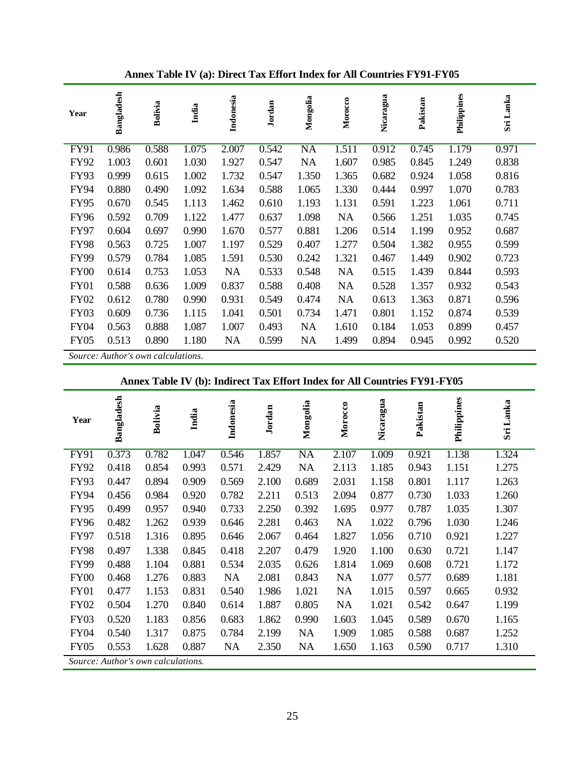**Annex Table IV (a): Direct Tax Effort Index for All Countries FY91-FY05**

| Year | Bangladesh | Bolivia | India | Indonesia | Jordan | Mongolia | Morocco | Nicaragua | Pakistan | Philippines | Sri Lanka |
|---|---|---|---|---|---|---|---|---|---|---|---|
| FY91 | 0.986 | 0.588 | 1.075 | 2.007 | 0.542 | NA | 1.511 | 0.912 | 0.745 | 1.179 | 0.971 |
| FY92 | 1.003 | 0.601 | 1.030 | 1.927 | 0.547 | NA | 1.607 | 0.985 | 0.845 | 1.249 | 0.838 |
| FY93 | 0.999 | 0.615 | 1.002 | 1.732 | 0.547 | 1.350 | 1.365 | 0.682 | 0.924 | 1.058 | 0.816 |
| FY94 | 0.880 | 0.490 | 1.092 | 1.634 | 0.588 | 1.065 | 1.330 | 0.444 | 0.997 | 1.070 | 0.783 |
| FY95 | 0.670 | 0.545 | 1.113 | 1.462 | 0.610 | 1.193 | 1.131 | 0.591 | 1.223 | 1.061 | 0.711 |
| FY96 | 0.592 | 0.709 | 1.122 | 1.477 | 0.637 | 1.098 | NA | 0.566 | 1.251 | 1.035 | 0.745 |
| FY97 | 0.604 | 0.697 | 0.990 | 1.670 | 0.577 | 0.881 | 1.206 | 0.514 | 1.199 | 0.952 | 0.687 |
| FY98 | 0.563 | 0.725 | 1.007 | 1.197 | 0.529 | 0.407 | 1.277 | 0.504 | 1.382 | 0.955 | 0.599 |
| FY99 | 0.579 | 0.784 | 1.085 | 1.591 | 0.530 | 0.242 | 1.321 | 0.467 | 1.449 | 0.902 | 0.723 |
| FY00 | 0.614 | 0.753 | 1.053 | NA | 0.533 | 0.548 | NA | 0.515 | 1.439 | 0.844 | 0.593 |
| FY01 | 0.588 | 0.636 | 1.009 | 0.837 | 0.588 | 0.408 | NA | 0.528 | 1.357 | 0.932 | 0.543 |
| FY02 | 0.612 | 0.780 | 0.990 | 0.931 | 0.549 | 0.474 | NA | 0.613 | 1.363 | 0.871 | 0.596 |
| FY03 | 0.609 | 0.736 | 1.115 | 1.041 | 0.501 | 0.734 | 1.471 | 0.801 | 1.152 | 0.874 | 0.539 |
| FY04 | 0.563 | 0.888 | 1.087 | 1.007 | 0.493 | NA | 1.610 | 0.184 | 1.053 | 0.899 | 0.457 |
| FY05 | 0.513 | 0.890 | 1.180 | NA | 0.599 | NA | 1.499 | 0.894 | 0.945 | 0.992 | 0.520 |

*Source: Author's own calculations.*

**Annex Table IV (b): Indirect Tax Effort Index for All Countries FY91-FY05**

| Year | Bangladesh | Bolivia | India | Indonesia | Jordan | Mongolia | Morocco | Nicaragua | Pakistan | Philippines | Sri Lanka |
|---|---|---|---|---|---|---|---|---|---|---|---|
| FY91 | 0.373 | 0.782 | 1.047 | 0.546 | 1.857 | NA | 2.107 | 1.009 | 0.921 | 1.138 | 1.324 |
| FY92 | 0.418 | 0.854 | 0.993 | 0.571 | 2.429 | NA | 2.113 | 1.185 | 0.943 | 1.151 | 1.275 |
| FY93 | 0.447 | 0.894 | 0.909 | 0.569 | 2.100 | 0.689 | 2.031 | 1.158 | 0.801 | 1.117 | 1.263 |
| FY94 | 0.456 | 0.984 | 0.920 | 0.782 | 2.211 | 0.513 | 2.094 | 0.877 | 0.730 | 1.033 | 1.260 |
| FY95 | 0.499 | 0.957 | 0.940 | 0.733 | 2.250 | 0.392 | 1.695 | 0.977 | 0.787 | 1.035 | 1.307 |
| FY96 | 0.482 | 1.262 | 0.939 | 0.646 | 2.281 | 0.463 | NA | 1.022 | 0.796 | 1.030 | 1.246 |
| FY97 | 0.518 | 1.316 | 0.895 | 0.646 | 2.067 | 0.464 | 1.827 | 1.056 | 0.710 | 0.921 | 1.227 |
| FY98 | 0.497 | 1.338 | 0.845 | 0.418 | 2.207 | 0.479 | 1.920 | 1.100 | 0.630 | 0.721 | 1.147 |
| FY99 | 0.488 | 1.104 | 0.881 | 0.534 | 2.035 | 0.626 | 1.814 | 1.069 | 0.608 | 0.721 | 1.172 |
| FY00 | 0.468 | 1.276 | 0.883 | NA | 2.081 | 0.843 | NA | 1.077 | 0.577 | 0.689 | 1.181 |
| FY01 | 0.477 | 1.153 | 0.831 | 0.540 | 1.986 | 1.021 | NA | 1.015 | 0.597 | 0.665 | 0.932 |
| FY02 | 0.504 | 1.270 | 0.840 | 0.614 | 1.887 | 0.805 | NA | 1.021 | 0.542 | 0.647 | 1.199 |
| FY03 | 0.520 | 1.183 | 0.856 | 0.683 | 1.862 | 0.990 | 1.603 | 1.045 | 0.589 | 0.670 | 1.165 |
| FY04 | 0.540 | 1.317 | 0.875 | 0.784 | 2.199 | NA | 1.909 | 1.085 | 0.588 | 0.687 | 1.252 |
| FY05 | 0.553 | 1.628 | 0.887 | NA | 2.350 | NA | 1.650 | 1.163 | 0.590 | 0.717 | 1.310 |

*Source: Author's own calculations.*